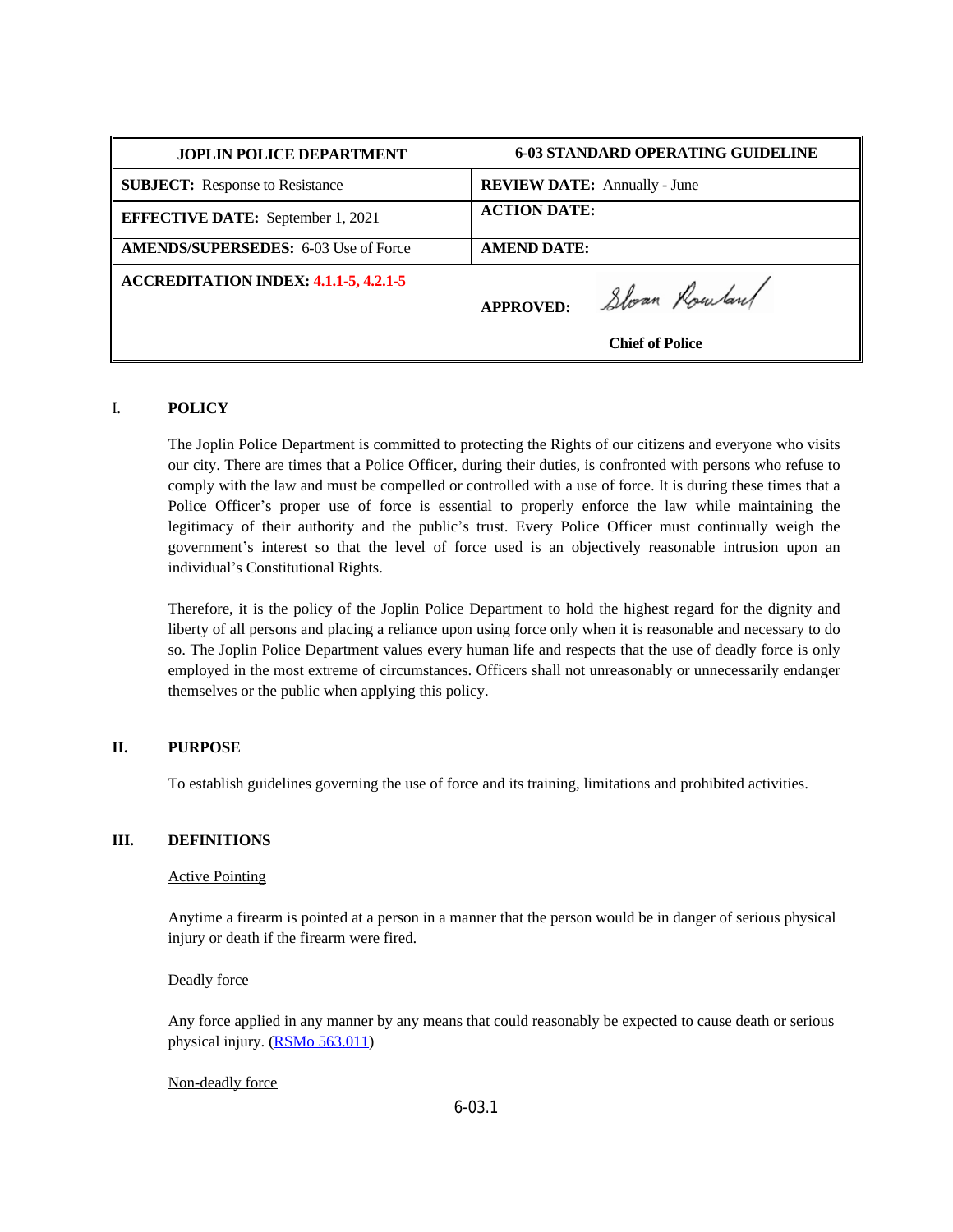| JOPLIN POLICE DEPARTMENT | 6-03 STANDARD OPERATING GUIDELINE |
|---|---|
| **SUBJECT:** Response to Resistance | **REVIEW DATE:** Annually - June |
| **EFFECTIVE DATE:** September 1, 2021 | **ACTION DATE:** |
| **AMENDS/SUPERSEDES:** 6-03 Use of Force | **AMEND DATE:** |
| **ACCREDITATION INDEX:** 4.1.1-5, 4.2.1-5 | **APPROVED:** Sloan Rowland<br>**Chief of Police** |

## I. POLICY

The Joplin Police Department is committed to protecting the Rights of our citizens and everyone who visits our city. There are times that a Police Officer, during their duties, is confronted with persons who refuse to comply with the law and must be compelled or controlled with a use of force. It is during these times that a Police Officer's proper use of force is essential to properly enforce the law while maintaining the legitimacy of their authority and the public's trust. Every Police Officer must continually weigh the government's interest so that the level of force used is an objectively reasonable intrusion upon an individual's Constitutional Rights.

Therefore, it is the policy of the Joplin Police Department to hold the highest regard for the dignity and liberty of all persons and placing a reliance upon using force only when it is reasonable and necessary to do so. The Joplin Police Department values every human life and respects that the use of deadly force is only employed in the most extreme of circumstances. Officers shall not unreasonably or unnecessarily endanger themselves or the public when applying this policy.

## II. PURPOSE

To establish guidelines governing the use of force and its training, limitations and prohibited activities.

## III. DEFINITIONS

Active Pointing

Anytime a firearm is pointed at a person in a manner that the person would be in danger of serious physical injury or death if the firearm were fired.

Deadly force

Any force applied in any manner by any means that could reasonably be expected to cause death or serious physical injury. (RSMo 563.011)

Non-deadly force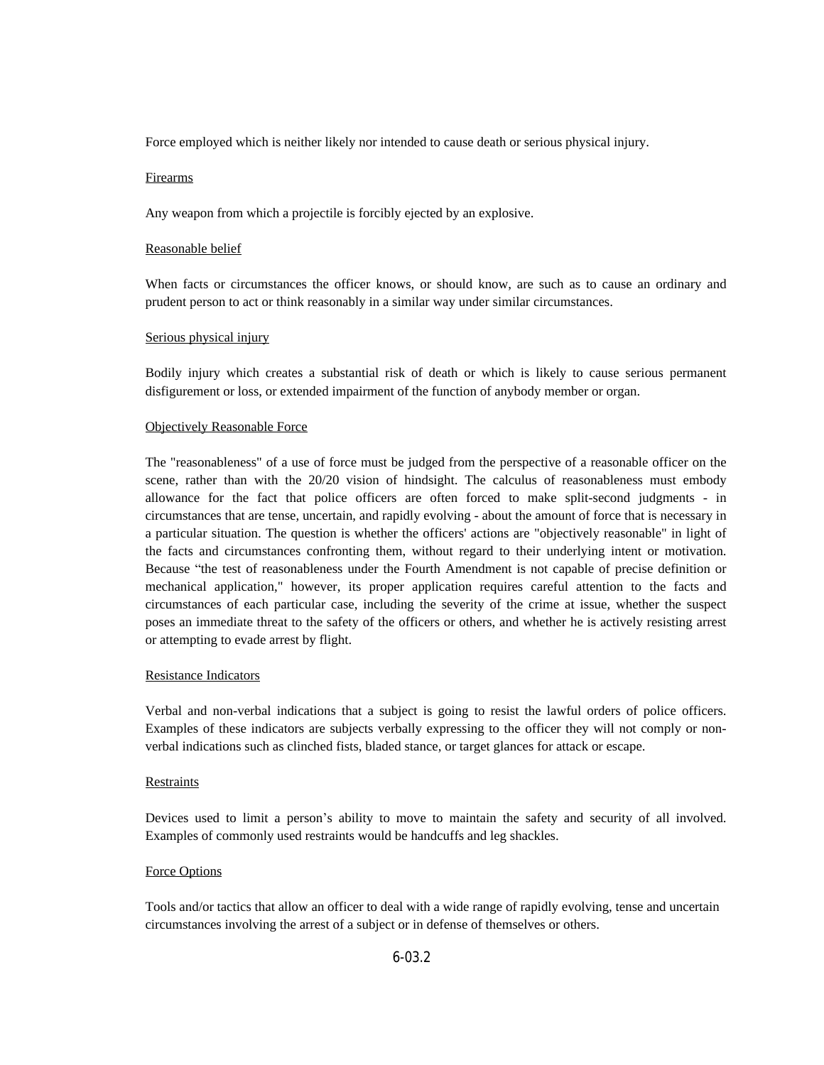Force employed which is neither likely nor intended to cause death or serious physical injury.

Firearms

Any weapon from which a projectile is forcibly ejected by an explosive.

Reasonable belief

When facts or circumstances the officer knows, or should know, are such as to cause an ordinary and prudent person to act or think reasonably in a similar way under similar circumstances.

Serious physical injury

Bodily injury which creates a substantial risk of death or which is likely to cause serious permanent disfigurement or loss, or extended impairment of the function of anybody member or organ.

Objectively Reasonable Force

The "reasonableness" of a use of force must be judged from the perspective of a reasonable officer on the scene, rather than with the 20/20 vision of hindsight. The calculus of reasonableness must embody allowance for the fact that police officers are often forced to make split-second judgments - in circumstances that are tense, uncertain, and rapidly evolving - about the amount of force that is necessary in a particular situation. The question is whether the officers' actions are "objectively reasonable" in light of the facts and circumstances confronting them, without regard to their underlying intent or motivation. Because "the test of reasonableness under the Fourth Amendment is not capable of precise definition or mechanical application," however, its proper application requires careful attention to the facts and circumstances of each particular case, including the severity of the crime at issue, whether the suspect poses an immediate threat to the safety of the officers or others, and whether he is actively resisting arrest or attempting to evade arrest by flight.

Resistance Indicators

Verbal and non-verbal indications that a subject is going to resist the lawful orders of police officers. Examples of these indicators are subjects verbally expressing to the officer they will not comply or non-verbal indications such as clinched fists, bladed stance, or target glances for attack or escape.

Restraints

Devices used to limit a person's ability to move to maintain the safety and security of all involved. Examples of commonly used restraints would be handcuffs and leg shackles.

Force Options

Tools and/or tactics that allow an officer to deal with a wide range of rapidly evolving, tense and uncertain circumstances involving the arrest of a subject or in defense of themselves or others.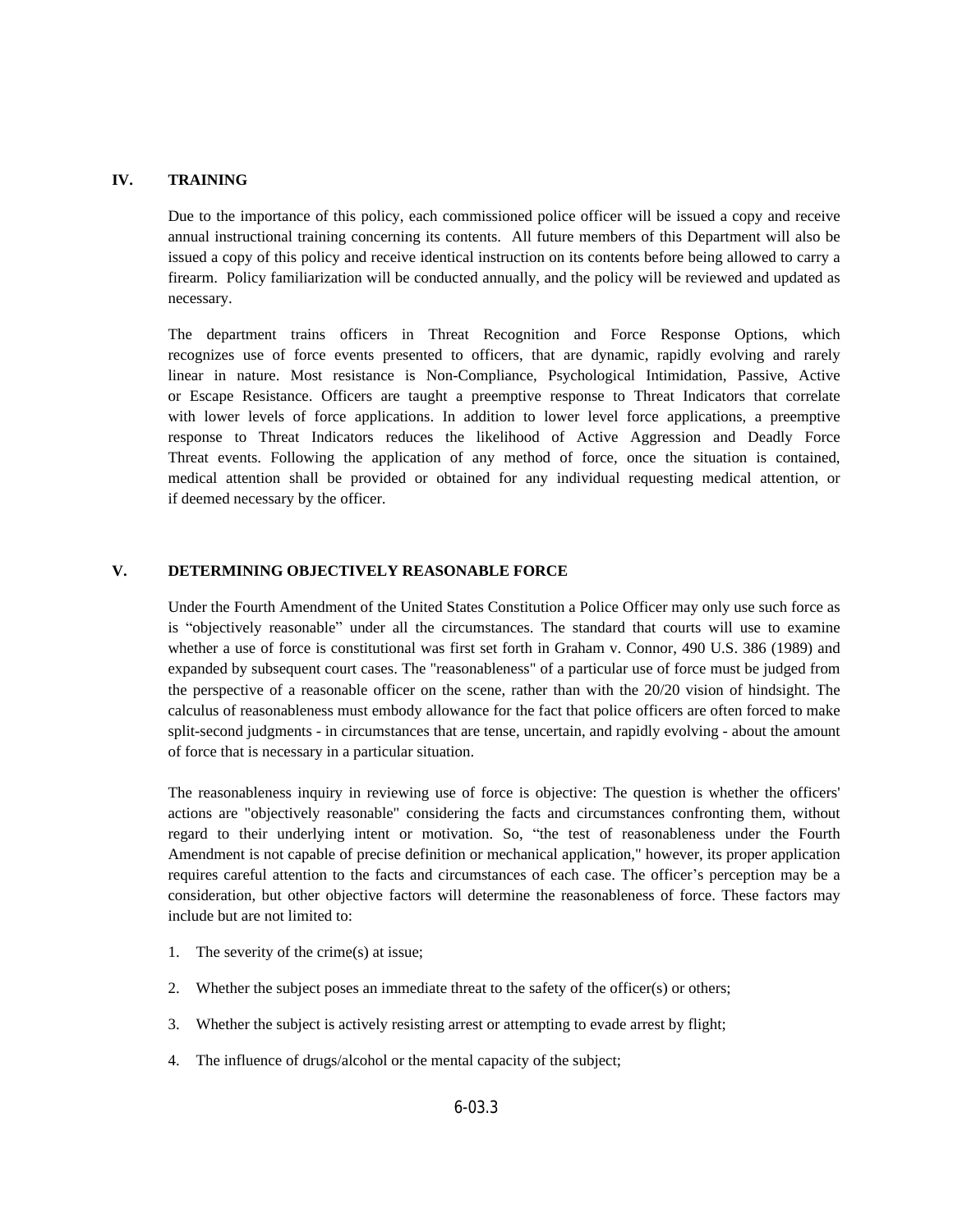## IV. TRAINING

Due to the importance of this policy, each commissioned police officer will be issued a copy and receive annual instructional training concerning its contents. All future members of this Department will also be issued a copy of this policy and receive identical instruction on its contents before being allowed to carry a firearm. Policy familiarization will be conducted annually, and the policy will be reviewed and updated as necessary.

The department trains officers in Threat Recognition and Force Response Options, which recognizes use of force events presented to officers, that are dynamic, rapidly evolving and rarely linear in nature. Most resistance is Non-Compliance, Psychological Intimidation, Passive, Active or Escape Resistance. Officers are taught a preemptive response to Threat Indicators that correlate with lower levels of force applications. In addition to lower level force applications, a preemptive response to Threat Indicators reduces the likelihood of Active Aggression and Deadly Force Threat events. Following the application of any method of force, once the situation is contained, medical attention shall be provided or obtained for any individual requesting medical attention, or if deemed necessary by the officer.

## V. DETERMINING OBJECTIVELY REASONABLE FORCE

Under the Fourth Amendment of the United States Constitution a Police Officer may only use such force as is “objectively reasonable” under all the circumstances. The standard that courts will use to examine whether a use of force is constitutional was first set forth in Graham v. Connor, 490 U.S. 386 (1989) and expanded by subsequent court cases. The "reasonableness" of a particular use of force must be judged from the perspective of a reasonable officer on the scene, rather than with the 20/20 vision of hindsight. The calculus of reasonableness must embody allowance for the fact that police officers are often forced to make split-second judgments - in circumstances that are tense, uncertain, and rapidly evolving - about the amount of force that is necessary in a particular situation.

The reasonableness inquiry in reviewing use of force is objective: The question is whether the officers' actions are "objectively reasonable" considering the facts and circumstances confronting them, without regard to their underlying intent or motivation. So, “the test of reasonableness under the Fourth Amendment is not capable of precise definition or mechanical application," however, its proper application requires careful attention to the facts and circumstances of each case. The officer’s perception may be a consideration, but other objective factors will determine the reasonableness of force. These factors may include but are not limited to:

1. The severity of the crime(s) at issue;
2. Whether the subject poses an immediate threat to the safety of the officer(s) or others;
3. Whether the subject is actively resisting arrest or attempting to evade arrest by flight;
4. The influence of drugs/alcohol or the mental capacity of the subject;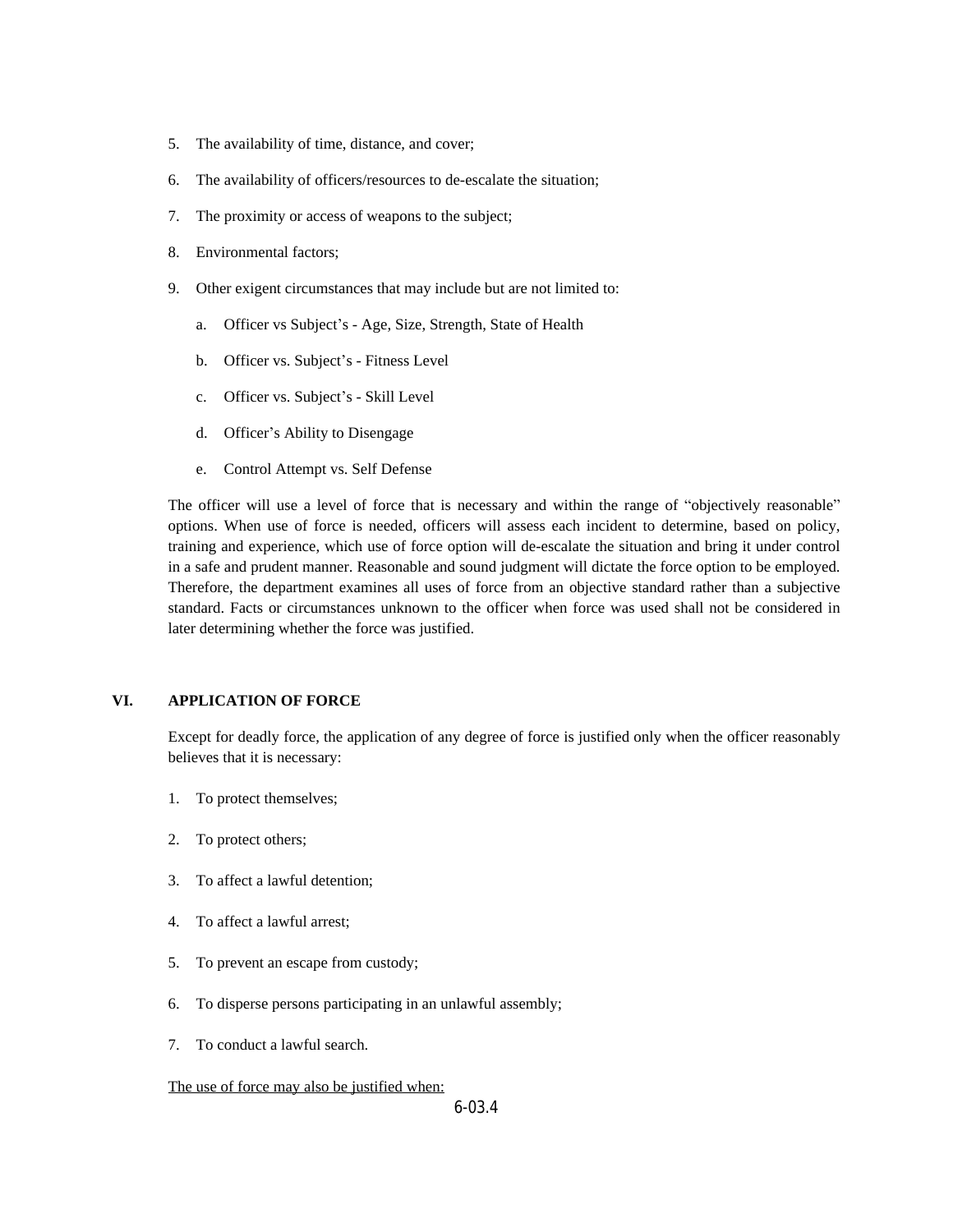5. The availability of time, distance, and cover;

6. The availability of officers/resources to de-escalate the situation;

7. The proximity or access of weapons to the subject;

8. Environmental factors;

9. Other exigent circumstances that may include but are not limited to:

   a. Officer vs Subject's - Age, Size, Strength, State of Health

   b. Officer vs. Subject's - Fitness Level

   c. Officer vs. Subject's - Skill Level

   d. Officer's Ability to Disengage

   e. Control Attempt vs. Self Defense

The officer will use a level of force that is necessary and within the range of "objectively reasonable" options. When use of force is needed, officers will assess each incident to determine, based on policy, training and experience, which use of force option will de-escalate the situation and bring it under control in a safe and prudent manner. Reasonable and sound judgment will dictate the force option to be employed. Therefore, the department examines all uses of force from an objective standard rather than a subjective standard. Facts or circumstances unknown to the officer when force was used shall not be considered in later determining whether the force was justified.

## VI. APPLICATION OF FORCE

Except for deadly force, the application of any degree of force is justified only when the officer reasonably believes that it is necessary:

1. To protect themselves;

2. To protect others;

3. To affect a lawful detention;

4. To affect a lawful arrest;

5. To prevent an escape from custody;

6. To disperse persons participating in an unlawful assembly;

7. To conduct a lawful search.

<u>The use of force may also be justified when:</u>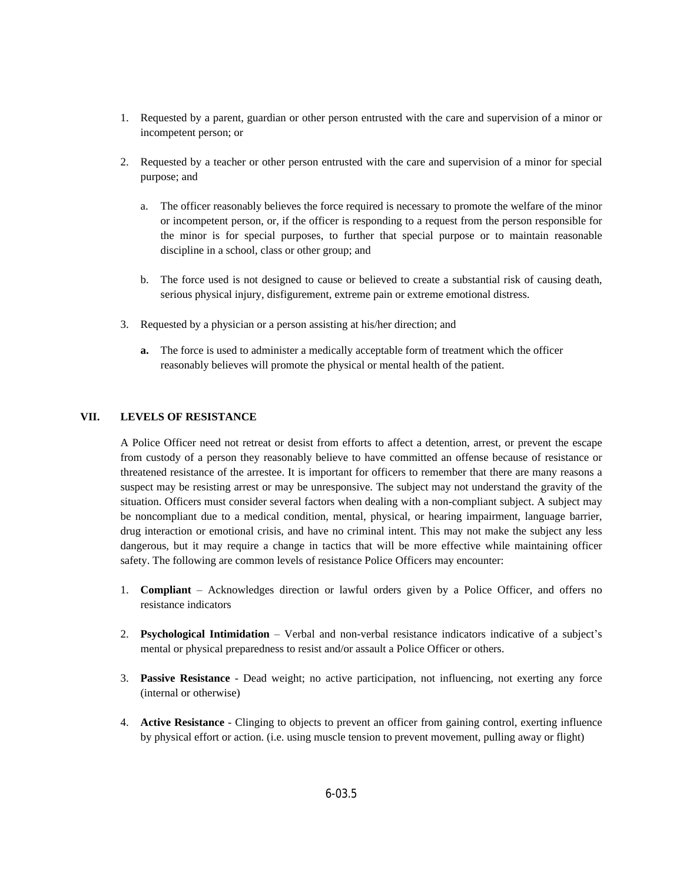1. Requested by a parent, guardian or other person entrusted with the care and supervision of a minor or incompetent person; or

2. Requested by a teacher or other person entrusted with the care and supervision of a minor for special purpose; and

   a. The officer reasonably believes the force required is necessary to promote the welfare of the minor or incompetent person, or, if the officer is responding to a request from the person responsible for the minor is for special purposes, to further that special purpose or to maintain reasonable discipline in a school, class or other group; and

   b. The force used is not designed to cause or believed to create a substantial risk of causing death, serious physical injury, disfigurement, extreme pain or extreme emotional distress.

3. Requested by a physician or a person assisting at his/her direction; and

   **a.** The force is used to administer a medically acceptable form of treatment which the officer reasonably believes will promote the physical or mental health of the patient.

## VII. LEVELS OF RESISTANCE

A Police Officer need not retreat or desist from efforts to affect a detention, arrest, or prevent the escape from custody of a person they reasonably believe to have committed an offense because of resistance or threatened resistance of the arrestee. It is important for officers to remember that there are many reasons a suspect may be resisting arrest or may be unresponsive. The subject may not understand the gravity of the situation. Officers must consider several factors when dealing with a non-compliant subject. A subject may be noncompliant due to a medical condition, mental, physical, or hearing impairment, language barrier, drug interaction or emotional crisis, and have no criminal intent. This may not make the subject any less dangerous, but it may require a change in tactics that will be more effective while maintaining officer safety. The following are common levels of resistance Police Officers may encounter:

1. **Compliant** – Acknowledges direction or lawful orders given by a Police Officer, and offers no resistance indicators

2. **Psychological Intimidation** – Verbal and non-verbal resistance indicators indicative of a subject's mental or physical preparedness to resist and/or assault a Police Officer or others.

3. **Passive Resistance** - Dead weight; no active participation, not influencing, not exerting any force (internal or otherwise)

4. **Active Resistance** - Clinging to objects to prevent an officer from gaining control, exerting influence by physical effort or action. (i.e. using muscle tension to prevent movement, pulling away or flight)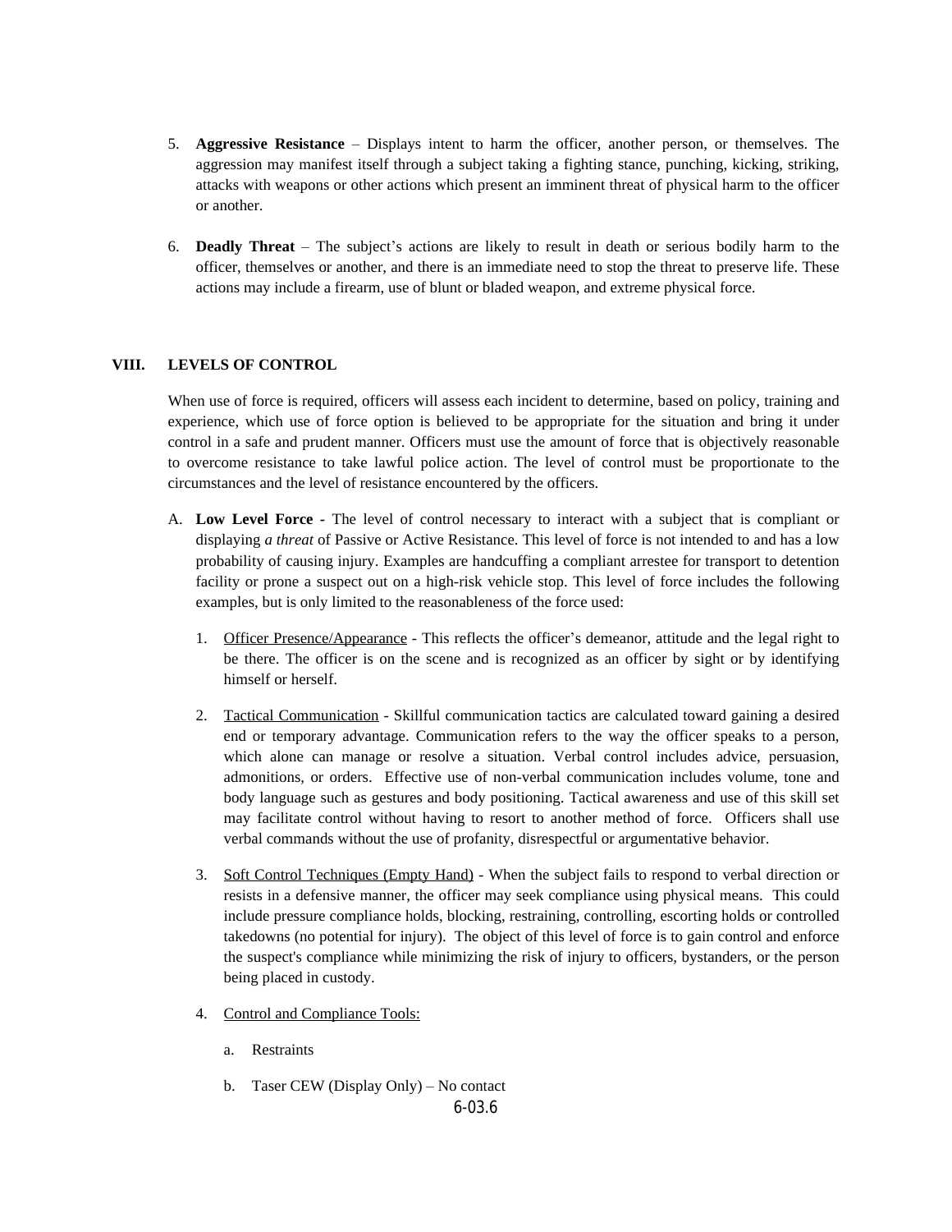5. **Aggressive Resistance** – Displays intent to harm the officer, another person, or themselves. The aggression may manifest itself through a subject taking a fighting stance, punching, kicking, striking, attacks with weapons or other actions which present an imminent threat of physical harm to the officer or another.

6. **Deadly Threat** – The subject's actions are likely to result in death or serious bodily harm to the officer, themselves or another, and there is an immediate need to stop the threat to preserve life. These actions may include a firearm, use of blunt or bladed weapon, and extreme physical force.

## VIII. LEVELS OF CONTROL

When use of force is required, officers will assess each incident to determine, based on policy, training and experience, which use of force option is believed to be appropriate for the situation and bring it under control in a safe and prudent manner. Officers must use the amount of force that is objectively reasonable to overcome resistance to take lawful police action. The level of control must be proportionate to the circumstances and the level of resistance encountered by the officers.

A. **Low Level Force -** The level of control necessary to interact with a subject that is compliant or displaying *a threat* of Passive or Active Resistance. This level of force is not intended to and has a low probability of causing injury. Examples are handcuffing a compliant arrestee for transport to detention facility or prone a suspect out on a high-risk vehicle stop. This level of force includes the following examples, but is only limited to the reasonableness of the force used:

   1. <u>Officer Presence/Appearance</u> - This reflects the officer's demeanor, attitude and the legal right to be there. The officer is on the scene and is recognized as an officer by sight or by identifying himself or herself.

   2. <u>Tactical Communication</u> - Skillful communication tactics are calculated toward gaining a desired end or temporary advantage. Communication refers to the way the officer speaks to a person, which alone can manage or resolve a situation. Verbal control includes advice, persuasion, admonitions, or orders. Effective use of non-verbal communication includes volume, tone and body language such as gestures and body positioning. Tactical awareness and use of this skill set may facilitate control without having to resort to another method of force. Officers shall use verbal commands without the use of profanity, disrespectful or argumentative behavior.

   3. <u>Soft Control Techniques (Empty Hand)</u> - When the subject fails to respond to verbal direction or resists in a defensive manner, the officer may seek compliance using physical means. This could include pressure compliance holds, blocking, restraining, controlling, escorting holds or controlled takedowns (no potential for injury). The object of this level of force is to gain control and enforce the suspect's compliance while minimizing the risk of injury to officers, bystanders, or the person being placed in custody.

   4. <u>Control and Compliance Tools:</u>

      a. Restraints

      b. Taser CEW (Display Only) – No contact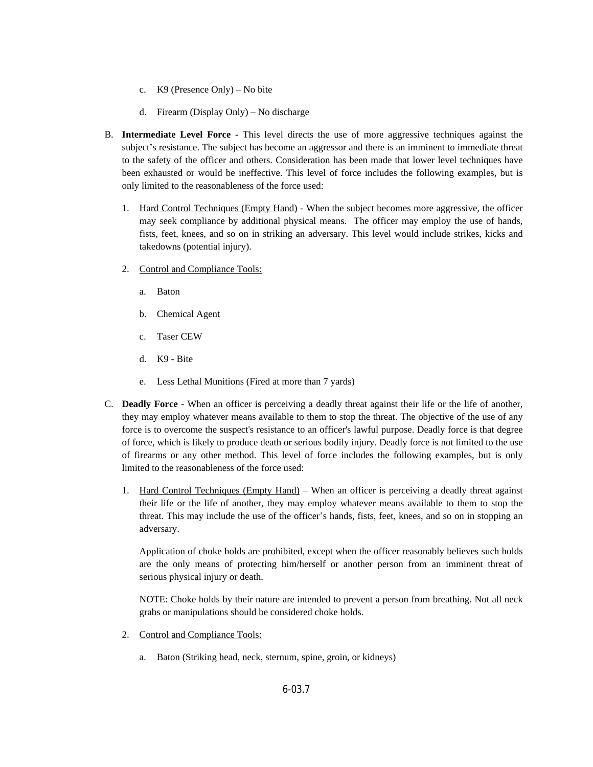c. K9 (Presence Only) – No bite

d. Firearm (Display Only) – No discharge

B. **Intermediate Level Force -** This level directs the use of more aggressive techniques against the subject's resistance. The subject has become an aggressor and there is an imminent to immediate threat to the safety of the officer and others. Consideration has been made that lower level techniques have been exhausted or would be ineffective. This level of force includes the following examples, but is only limited to the reasonableness of the force used:

1. Hard Control Techniques (Empty Hand) - When the subject becomes more aggressive, the officer may seek compliance by additional physical means. The officer may employ the use of hands, fists, feet, knees, and so on in striking an adversary. This level would include strikes, kicks and takedowns (potential injury).

2. Control and Compliance Tools:

   a. Baton

   b. Chemical Agent

   c. Taser CEW

   d. K9 - Bite

   e. Less Lethal Munitions (Fired at more than 7 yards)

C. **Deadly Force** - When an officer is perceiving a deadly threat against their life or the life of another, they may employ whatever means available to them to stop the threat. The objective of the use of any force is to overcome the suspect's resistance to an officer's lawful purpose. Deadly force is that degree of force, which is likely to produce death or serious bodily injury. Deadly force is not limited to the use of firearms or any other method. This level of force includes the following examples, but is only limited to the reasonableness of the force used:

1. Hard Control Techniques (Empty Hand) – When an officer is perceiving a deadly threat against their life or the life of another, they may employ whatever means available to them to stop the threat. This may include the use of the officer's hands, fists, feet, knees, and so on in stopping an adversary.

   Application of choke holds are prohibited, except when the officer reasonably believes such holds are the only means of protecting him/herself or another person from an imminent threat of serious physical injury or death.

   NOTE: Choke holds by their nature are intended to prevent a person from breathing. Not all neck grabs or manipulations should be considered choke holds.

2. Control and Compliance Tools:

   a. Baton (Striking head, neck, sternum, spine, groin, or kidneys)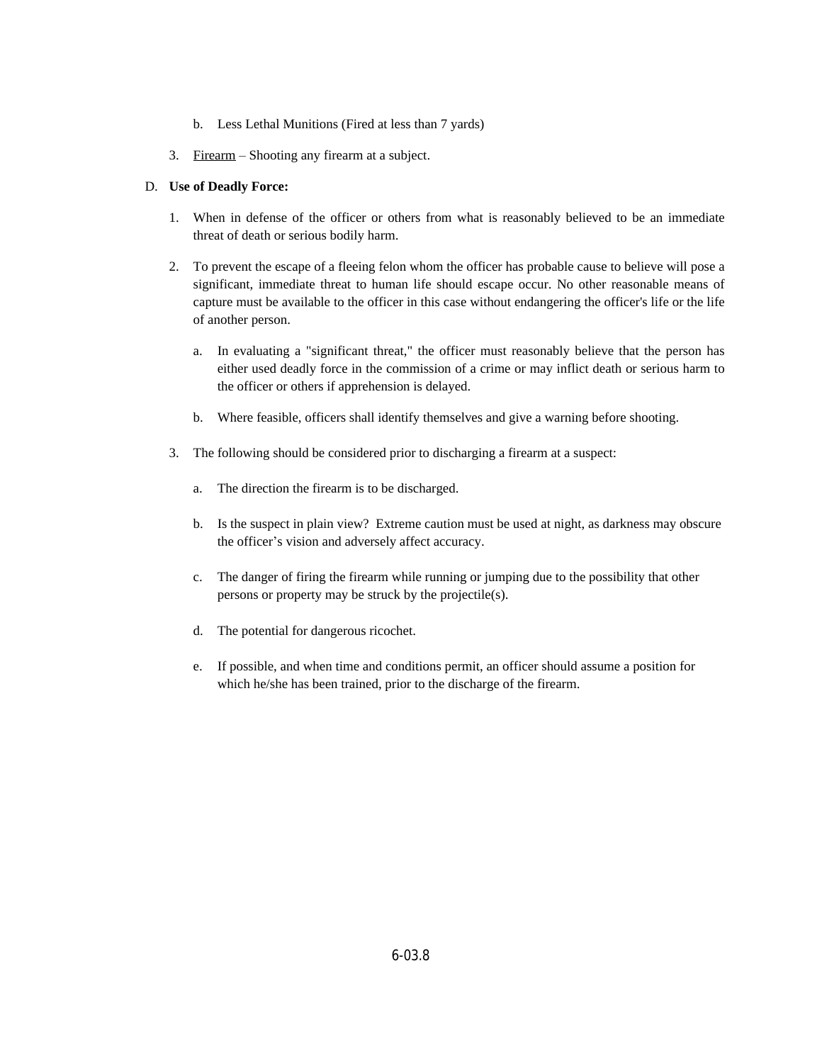b. Less Lethal Munitions (Fired at less than 7 yards)

3. Firearm – Shooting any firearm at a subject.

D. **Use of Deadly Force:**

1. When in defense of the officer or others from what is reasonably believed to be an immediate threat of death or serious bodily harm.

2. To prevent the escape of a fleeing felon whom the officer has probable cause to believe will pose a significant, immediate threat to human life should escape occur. No other reasonable means of capture must be available to the officer in this case without endangering the officer's life or the life of another person.

   a. In evaluating a "significant threat," the officer must reasonably believe that the person has either used deadly force in the commission of a crime or may inflict death or serious harm to the officer or others if apprehension is delayed.

   b. Where feasible, officers shall identify themselves and give a warning before shooting.

3. The following should be considered prior to discharging a firearm at a suspect:

   a. The direction the firearm is to be discharged.

   b. Is the suspect in plain view? Extreme caution must be used at night, as darkness may obscure the officer's vision and adversely affect accuracy.

   c. The danger of firing the firearm while running or jumping due to the possibility that other persons or property may be struck by the projectile(s).

   d. The potential for dangerous ricochet.

   e. If possible, and when time and conditions permit, an officer should assume a position for which he/she has been trained, prior to the discharge of the firearm.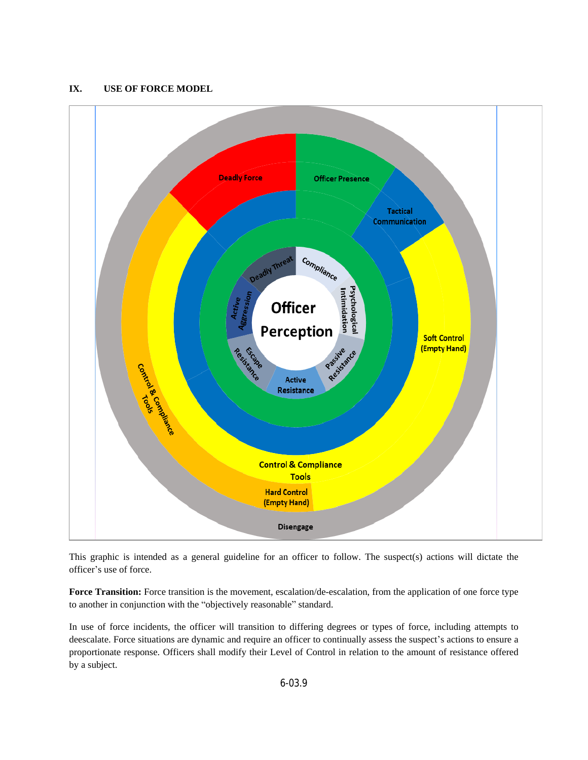## IX. USE OF FORCE MODEL

Deadly Force

Officer Presence

Tactical Communication

Soft Control (Empty Hand)

Control & Compliance Tools

Hard Control (Empty Hand)

Control & Compliance Tools

Disengage

Officer Perception

Compliance

Psychological Intimidation

Passive Resistance

Active Resistance

Escape Resistance

Active Aggression

Deadly Threat

This graphic is intended as a general guideline for an officer to follow. The suspect(s) actions will dictate the officer's use of force.

**Force Transition:** Force transition is the movement, escalation/de-escalation, from the application of one force type to another in conjunction with the "objectively reasonable" standard.

In use of force incidents, the officer will transition to differing degrees or types of force, including attempts to deescalate. Force situations are dynamic and require an officer to continually assess the suspect's actions to ensure a proportionate response. Officers shall modify their Level of Control in relation to the amount of resistance offered by a subject.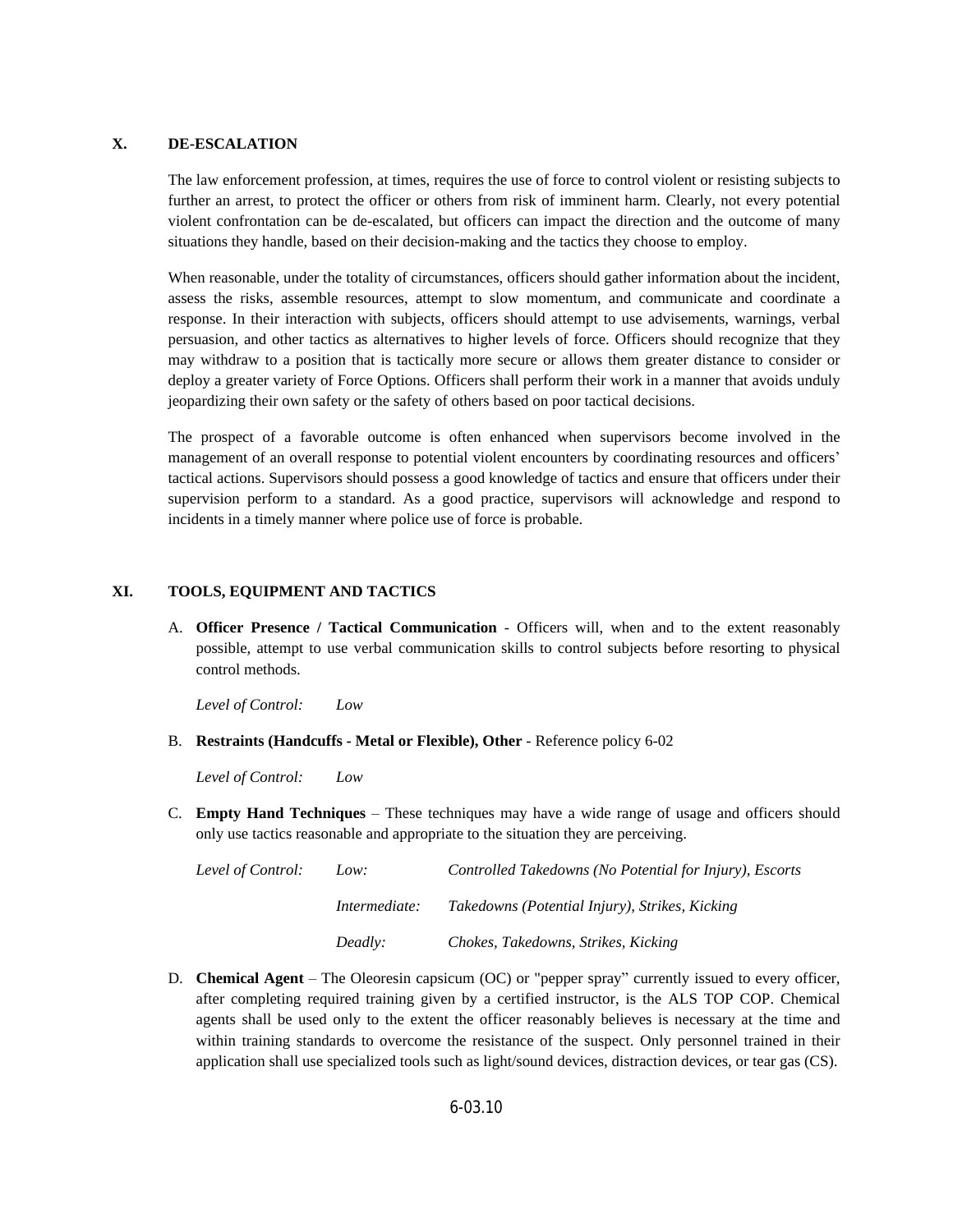## X. DE-ESCALATION

The law enforcement profession, at times, requires the use of force to control violent or resisting subjects to further an arrest, to protect the officer or others from risk of imminent harm. Clearly, not every potential violent confrontation can be de-escalated, but officers can impact the direction and the outcome of many situations they handle, based on their decision-making and the tactics they choose to employ.

When reasonable, under the totality of circumstances, officers should gather information about the incident, assess the risks, assemble resources, attempt to slow momentum, and communicate and coordinate a response. In their interaction with subjects, officers should attempt to use advisements, warnings, verbal persuasion, and other tactics as alternatives to higher levels of force. Officers should recognize that they may withdraw to a position that is tactically more secure or allows them greater distance to consider or deploy a greater variety of Force Options. Officers shall perform their work in a manner that avoids unduly jeopardizing their own safety or the safety of others based on poor tactical decisions.

The prospect of a favorable outcome is often enhanced when supervisors become involved in the management of an overall response to potential violent encounters by coordinating resources and officers' tactical actions. Supervisors should possess a good knowledge of tactics and ensure that officers under their supervision perform to a standard. As a good practice, supervisors will acknowledge and respond to incidents in a timely manner where police use of force is probable.

## XI. TOOLS, EQUIPMENT AND TACTICS

A. **Officer Presence / Tactical Communication** - Officers will, when and to the extent reasonably possible, attempt to use verbal communication skills to control subjects before resorting to physical control methods.

*Level of Control:* *Low*

B. **Restraints (Handcuffs - Metal or Flexible), Other** - Reference policy 6-02

*Level of Control:* *Low*

C. **Empty Hand Techniques** – These techniques may have a wide range of usage and officers should only use tactics reasonable and appropriate to the situation they are perceiving.

| | | |
|---|---|---|
| *Level of Control:* | *Low:* | *Controlled Takedowns (No Potential for Injury), Escorts* |
| | *Intermediate:* | *Takedowns (Potential Injury), Strikes, Kicking* |
| | *Deadly:* | *Chokes, Takedowns, Strikes, Kicking* |

D. **Chemical Agent** – The Oleoresin capsicum (OC) or "pepper spray" currently issued to every officer, after completing required training given by a certified instructor, is the ALS TOP COP. Chemical agents shall be used only to the extent the officer reasonably believes is necessary at the time and within training standards to overcome the resistance of the suspect. Only personnel trained in their application shall use specialized tools such as light/sound devices, distraction devices, or tear gas (CS).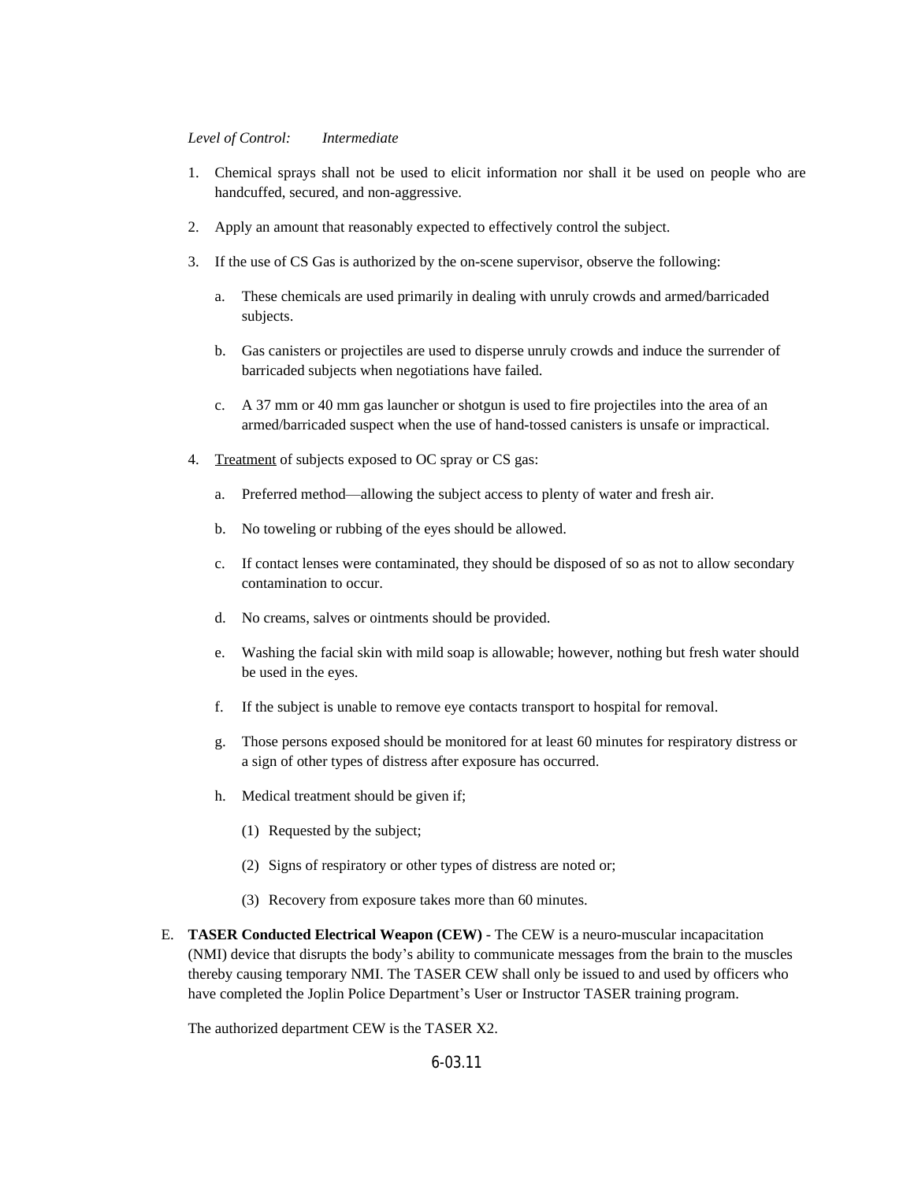*Level of Control: Intermediate*

1. Chemical sprays shall not be used to elicit information nor shall it be used on people who are handcuffed, secured, and non-aggressive.

2. Apply an amount that reasonably expected to effectively control the subject.

3. If the use of CS Gas is authorized by the on-scene supervisor, observe the following:

   a. These chemicals are used primarily in dealing with unruly crowds and armed/barricaded subjects.

   b. Gas canisters or projectiles are used to disperse unruly crowds and induce the surrender of barricaded subjects when negotiations have failed.

   c. A 37 mm or 40 mm gas launcher or shotgun is used to fire projectiles into the area of an armed/barricaded suspect when the use of hand-tossed canisters is unsafe or impractical.

4. Treatment of subjects exposed to OC spray or CS gas:

   a. Preferred method—allowing the subject access to plenty of water and fresh air.

   b. No toweling or rubbing of the eyes should be allowed.

   c. If contact lenses were contaminated, they should be disposed of so as not to allow secondary contamination to occur.

   d. No creams, salves or ointments should be provided.

   e. Washing the facial skin with mild soap is allowable; however, nothing but fresh water should be used in the eyes.

   f. If the subject is unable to remove eye contacts transport to hospital for removal.

   g. Those persons exposed should be monitored for at least 60 minutes for respiratory distress or a sign of other types of distress after exposure has occurred.

   h. Medical treatment should be given if;

      (1) Requested by the subject;

      (2) Signs of respiratory or other types of distress are noted or;

      (3) Recovery from exposure takes more than 60 minutes.

E. **TASER Conducted Electrical Weapon (CEW)** - The CEW is a neuro-muscular incapacitation (NMI) device that disrupts the body's ability to communicate messages from the brain to the muscles thereby causing temporary NMI. The TASER CEW shall only be issued to and used by officers who have completed the Joplin Police Department's User or Instructor TASER training program.

   The authorized department CEW is the TASER X2.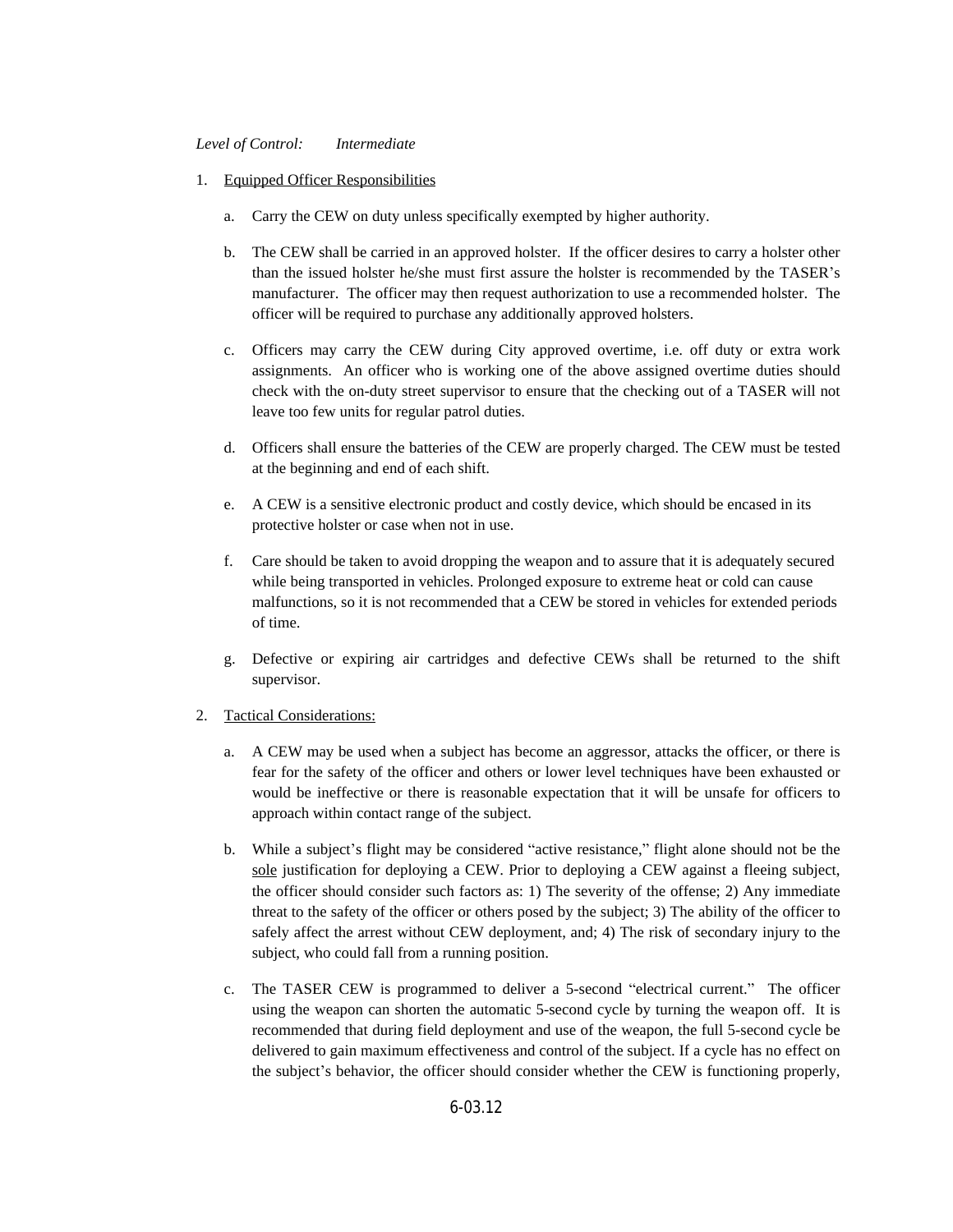*Level of Control: Intermediate*

1. Equipped Officer Responsibilities

   a. Carry the CEW on duty unless specifically exempted by higher authority.

   b. The CEW shall be carried in an approved holster. If the officer desires to carry a holster other than the issued holster he/she must first assure the holster is recommended by the TASER's manufacturer. The officer may then request authorization to use a recommended holster. The officer will be required to purchase any additionally approved holsters.

   c. Officers may carry the CEW during City approved overtime, i.e. off duty or extra work assignments. An officer who is working one of the above assigned overtime duties should check with the on-duty street supervisor to ensure that the checking out of a TASER will not leave too few units for regular patrol duties.

   d. Officers shall ensure the batteries of the CEW are properly charged. The CEW must be tested at the beginning and end of each shift.

   e. A CEW is a sensitive electronic product and costly device, which should be encased in its protective holster or case when not in use.

   f. Care should be taken to avoid dropping the weapon and to assure that it is adequately secured while being transported in vehicles. Prolonged exposure to extreme heat or cold can cause malfunctions, so it is not recommended that a CEW be stored in vehicles for extended periods of time.

   g. Defective or expiring air cartridges and defective CEWs shall be returned to the shift supervisor.

2. Tactical Considerations:

   a. A CEW may be used when a subject has become an aggressor, attacks the officer, or there is fear for the safety of the officer and others or lower level techniques have been exhausted or would be ineffective or there is reasonable expectation that it will be unsafe for officers to approach within contact range of the subject.

   b. While a subject's flight may be considered "active resistance," flight alone should not be the sole justification for deploying a CEW. Prior to deploying a CEW against a fleeing subject, the officer should consider such factors as: 1) The severity of the offense; 2) Any immediate threat to the safety of the officer or others posed by the subject; 3) The ability of the officer to safely affect the arrest without CEW deployment, and; 4) The risk of secondary injury to the subject, who could fall from a running position.

   c. The TASER CEW is programmed to deliver a 5-second "electrical current." The officer using the weapon can shorten the automatic 5-second cycle by turning the weapon off. It is recommended that during field deployment and use of the weapon, the full 5-second cycle be delivered to gain maximum effectiveness and control of the subject. If a cycle has no effect on the subject's behavior, the officer should consider whether the CEW is functioning properly,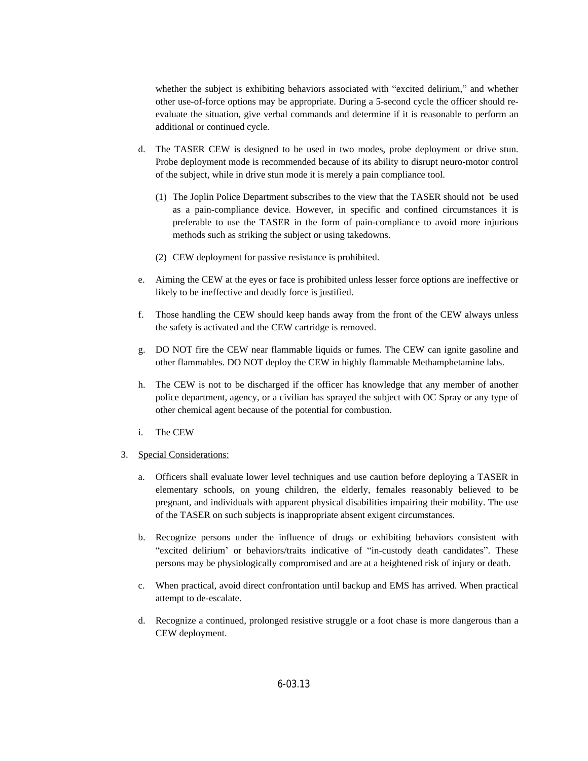whether the subject is exhibiting behaviors associated with "excited delirium," and whether other use-of-force options may be appropriate. During a 5-second cycle the officer should re-evaluate the situation, give verbal commands and determine if it is reasonable to perform an additional or continued cycle.

d. The TASER CEW is designed to be used in two modes, probe deployment or drive stun. Probe deployment mode is recommended because of its ability to disrupt neuro-motor control of the subject, while in drive stun mode it is merely a pain compliance tool.

   (1) The Joplin Police Department subscribes to the view that the TASER should not be used as a pain-compliance device. However, in specific and confined circumstances it is preferable to use the TASER in the form of pain-compliance to avoid more injurious methods such as striking the subject or using takedowns.

   (2) CEW deployment for passive resistance is prohibited.

e. Aiming the CEW at the eyes or face is prohibited unless lesser force options are ineffective or likely to be ineffective and deadly force is justified.

f. Those handling the CEW should keep hands away from the front of the CEW always unless the safety is activated and the CEW cartridge is removed.

g. DO NOT fire the CEW near flammable liquids or fumes. The CEW can ignite gasoline and other flammables. DO NOT deploy the CEW in highly flammable Methamphetamine labs.

h. The CEW is not to be discharged if the officer has knowledge that any member of another police department, agency, or a civilian has sprayed the subject with OC Spray or any type of other chemical agent because of the potential for combustion.

i. The CEW

3. <u>Special Considerations:</u>

   a. Officers shall evaluate lower level techniques and use caution before deploying a TASER in elementary schools, on young children, the elderly, females reasonably believed to be pregnant, and individuals with apparent physical disabilities impairing their mobility. The use of the TASER on such subjects is inappropriate absent exigent circumstances.

   b. Recognize persons under the influence of drugs or exhibiting behaviors consistent with "excited delirium' or behaviors/traits indicative of "in-custody death candidates". These persons may be physiologically compromised and are at a heightened risk of injury or death.

   c. When practical, avoid direct confrontation until backup and EMS has arrived. When practical attempt to de-escalate.

   d. Recognize a continued, prolonged resistive struggle or a foot chase is more dangerous than a CEW deployment.

6-03.13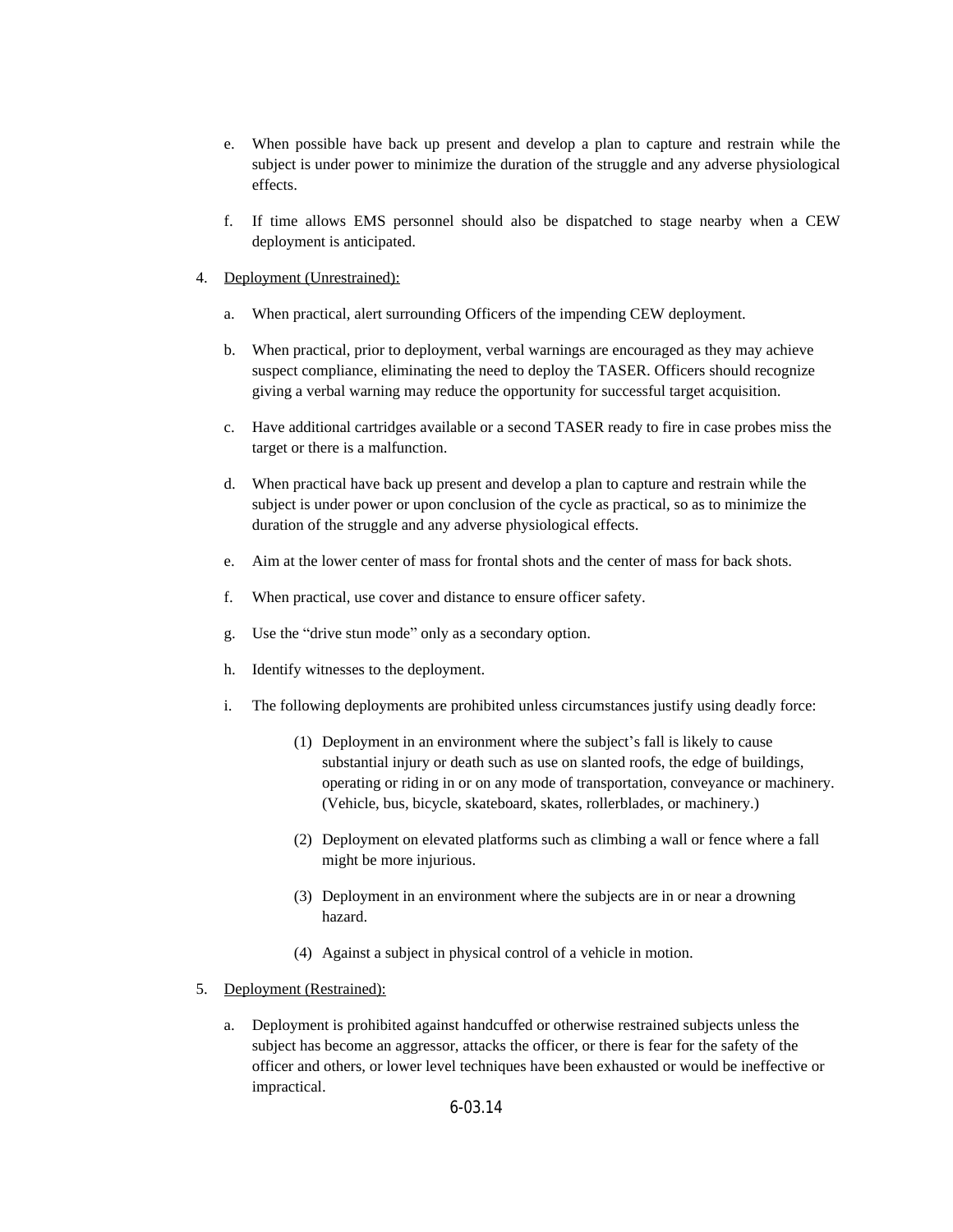e. When possible have back up present and develop a plan to capture and restrain while the subject is under power to minimize the duration of the struggle and any adverse physiological effects.

f. If time allows EMS personnel should also be dispatched to stage nearby when a CEW deployment is anticipated.

4. <u>Deployment (Unrestrained):</u>

   a. When practical, alert surrounding Officers of the impending CEW deployment.

   b. When practical, prior to deployment, verbal warnings are encouraged as they may achieve suspect compliance, eliminating the need to deploy the TASER. Officers should recognize giving a verbal warning may reduce the opportunity for successful target acquisition.

   c. Have additional cartridges available or a second TASER ready to fire in case probes miss the target or there is a malfunction.

   d. When practical have back up present and develop a plan to capture and restrain while the subject is under power or upon conclusion of the cycle as practical, so as to minimize the duration of the struggle and any adverse physiological effects.

   e. Aim at the lower center of mass for frontal shots and the center of mass for back shots.

   f. When practical, use cover and distance to ensure officer safety.

   g. Use the "drive stun mode" only as a secondary option.

   h. Identify witnesses to the deployment.

   i. The following deployments are prohibited unless circumstances justify using deadly force:

      (1) Deployment in an environment where the subject's fall is likely to cause substantial injury or death such as use on slanted roofs, the edge of buildings, operating or riding in or on any mode of transportation, conveyance or machinery. (Vehicle, bus, bicycle, skateboard, skates, rollerblades, or machinery.)

      (2) Deployment on elevated platforms such as climbing a wall or fence where a fall might be more injurious.

      (3) Deployment in an environment where the subjects are in or near a drowning hazard.

      (4) Against a subject in physical control of a vehicle in motion.

5. <u>Deployment (Restrained):</u>

   a. Deployment is prohibited against handcuffed or otherwise restrained subjects unless the subject has become an aggressor, attacks the officer, or there is fear for the safety of the officer and others, or lower level techniques have been exhausted or would be ineffective or impractical.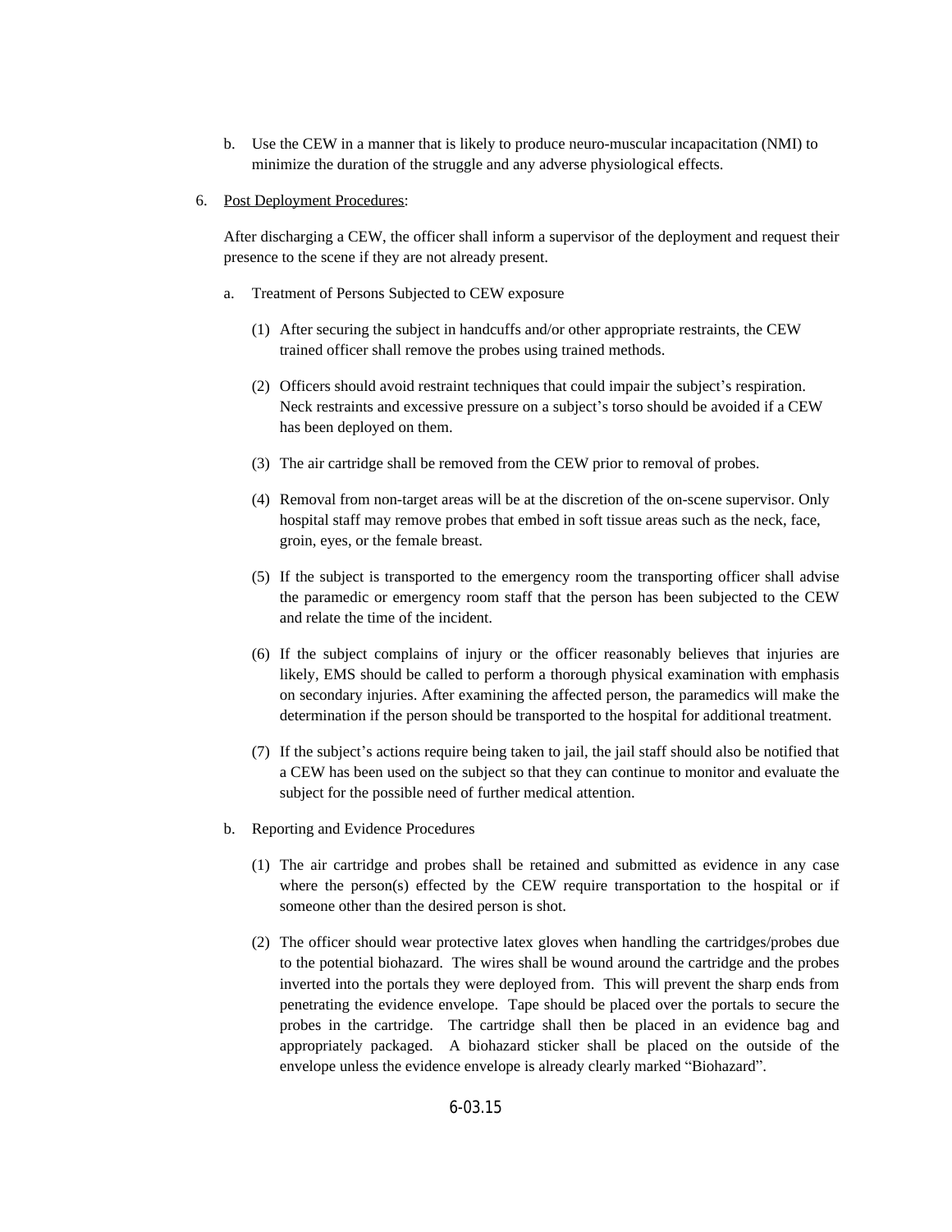b. Use the CEW in a manner that is likely to produce neuro-muscular incapacitation (NMI) to minimize the duration of the struggle and any adverse physiological effects.

6. <u>Post Deployment Procedures</u>:

   After discharging a CEW, the officer shall inform a supervisor of the deployment and request their presence to the scene if they are not already present.

   a. Treatment of Persons Subjected to CEW exposure

      (1) After securing the subject in handcuffs and/or other appropriate restraints, the CEW trained officer shall remove the probes using trained methods.

      (2) Officers should avoid restraint techniques that could impair the subject's respiration. Neck restraints and excessive pressure on a subject's torso should be avoided if a CEW has been deployed on them.

      (3) The air cartridge shall be removed from the CEW prior to removal of probes.

      (4) Removal from non-target areas will be at the discretion of the on-scene supervisor. Only hospital staff may remove probes that embed in soft tissue areas such as the neck, face, groin, eyes, or the female breast.

      (5) If the subject is transported to the emergency room the transporting officer shall advise the paramedic or emergency room staff that the person has been subjected to the CEW and relate the time of the incident.

      (6) If the subject complains of injury or the officer reasonably believes that injuries are likely, EMS should be called to perform a thorough physical examination with emphasis on secondary injuries. After examining the affected person, the paramedics will make the determination if the person should be transported to the hospital for additional treatment.

      (7) If the subject's actions require being taken to jail, the jail staff should also be notified that a CEW has been used on the subject so that they can continue to monitor and evaluate the subject for the possible need of further medical attention.

   b. Reporting and Evidence Procedures

      (1) The air cartridge and probes shall be retained and submitted as evidence in any case where the person(s) effected by the CEW require transportation to the hospital or if someone other than the desired person is shot.

      (2) The officer should wear protective latex gloves when handling the cartridges/probes due to the potential biohazard. The wires shall be wound around the cartridge and the probes inverted into the portals they were deployed from. This will prevent the sharp ends from penetrating the evidence envelope. Tape should be placed over the portals to secure the probes in the cartridge. The cartridge shall then be placed in an evidence bag and appropriately packaged. A biohazard sticker shall be placed on the outside of the envelope unless the evidence envelope is already clearly marked "Biohazard".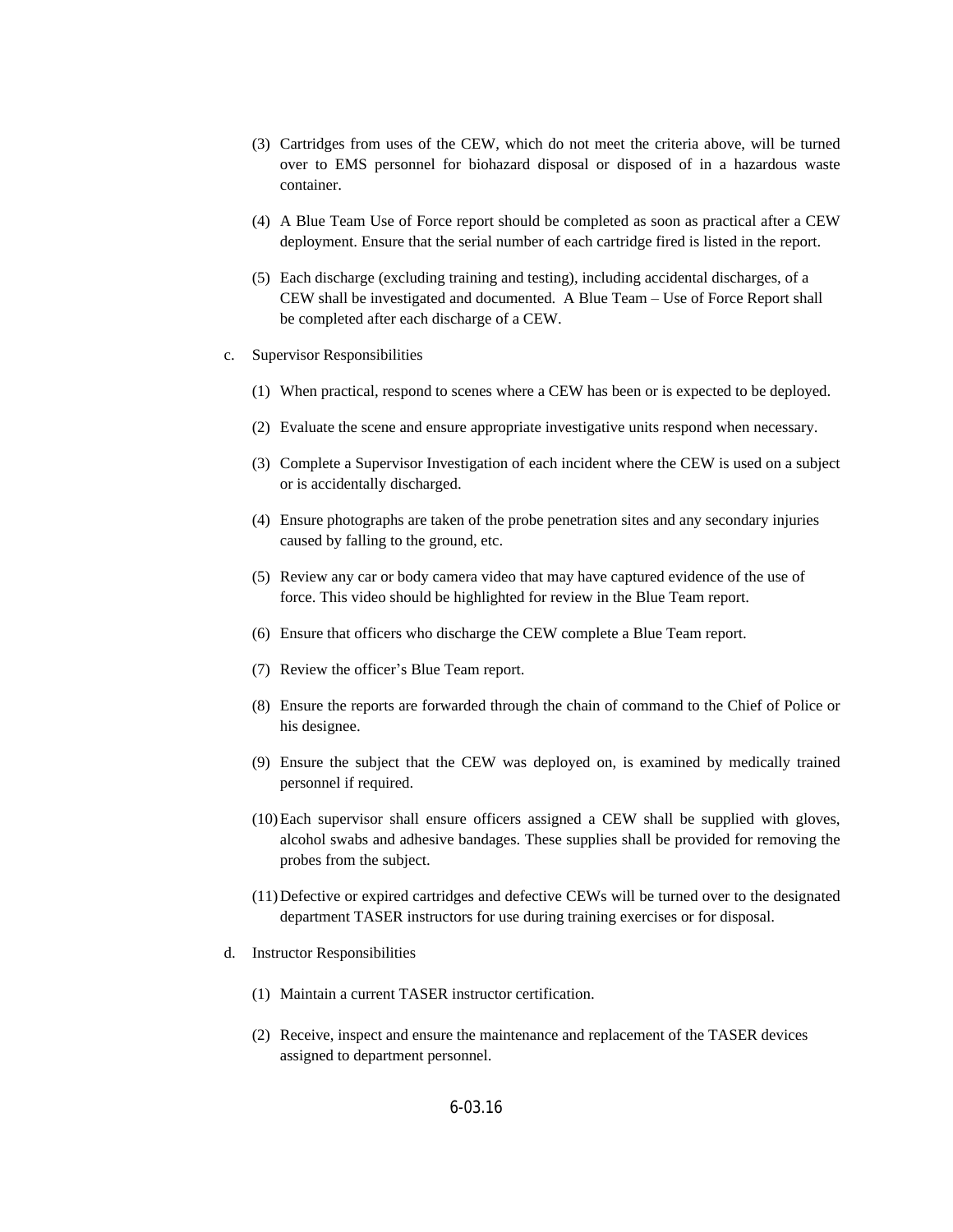(3) Cartridges from uses of the CEW, which do not meet the criteria above, will be turned over to EMS personnel for biohazard disposal or disposed of in a hazardous waste container.

(4) A Blue Team Use of Force report should be completed as soon as practical after a CEW deployment. Ensure that the serial number of each cartridge fired is listed in the report.

(5) Each discharge (excluding training and testing), including accidental discharges, of a CEW shall be investigated and documented. A Blue Team – Use of Force Report shall be completed after each discharge of a CEW.

c. Supervisor Responsibilities

(1) When practical, respond to scenes where a CEW has been or is expected to be deployed.

(2) Evaluate the scene and ensure appropriate investigative units respond when necessary.

(3) Complete a Supervisor Investigation of each incident where the CEW is used on a subject or is accidentally discharged.

(4) Ensure photographs are taken of the probe penetration sites and any secondary injuries caused by falling to the ground, etc.

(5) Review any car or body camera video that may have captured evidence of the use of force. This video should be highlighted for review in the Blue Team report.

(6) Ensure that officers who discharge the CEW complete a Blue Team report.

(7) Review the officer's Blue Team report.

(8) Ensure the reports are forwarded through the chain of command to the Chief of Police or his designee.

(9) Ensure the subject that the CEW was deployed on, is examined by medically trained personnel if required.

(10) Each supervisor shall ensure officers assigned a CEW shall be supplied with gloves, alcohol swabs and adhesive bandages. These supplies shall be provided for removing the probes from the subject.

(11) Defective or expired cartridges and defective CEWs will be turned over to the designated department TASER instructors for use during training exercises or for disposal.

d. Instructor Responsibilities

(1) Maintain a current TASER instructor certification.

(2) Receive, inspect and ensure the maintenance and replacement of the TASER devices assigned to department personnel.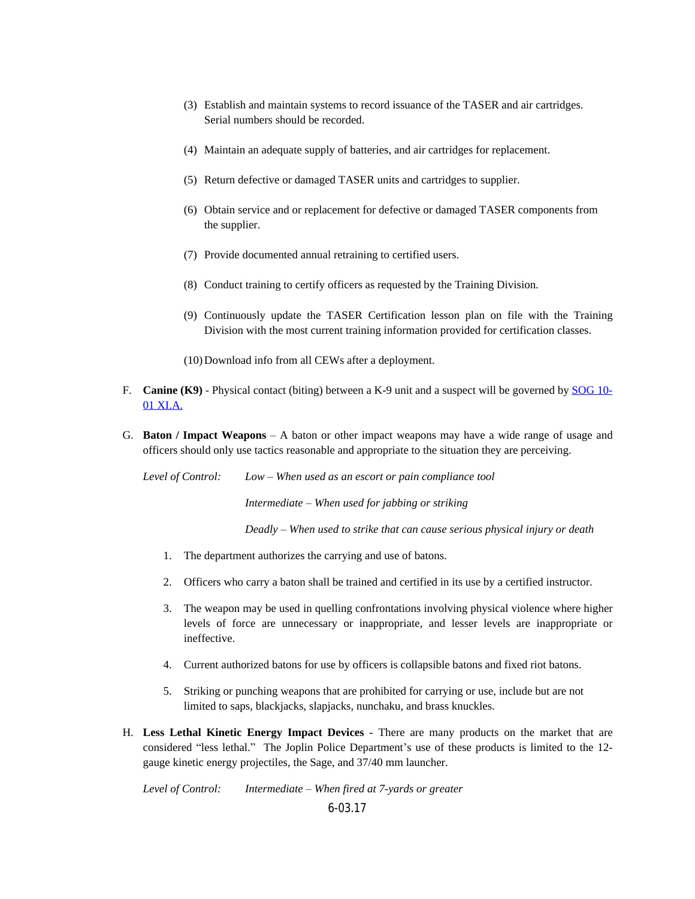(3) Establish and maintain systems to record issuance of the TASER and air cartridges. Serial numbers should be recorded.

(4) Maintain an adequate supply of batteries, and air cartridges for replacement.

(5) Return defective or damaged TASER units and cartridges to supplier.

(6) Obtain service and or replacement for defective or damaged TASER components from the supplier.

(7) Provide documented annual retraining to certified users.

(8) Conduct training to certify officers as requested by the Training Division.

(9) Continuously update the TASER Certification lesson plan on file with the Training Division with the most current training information provided for certification classes.

(10) Download info from all CEWs after a deployment.

F. **Canine (K9)** - Physical contact (biting) between a K-9 unit and a suspect will be governed by SOG 10-01 XI.A.

G. **Baton / Impact Weapons** – A baton or other impact weapons may have a wide range of usage and officers should only use tactics reasonable and appropriate to the situation they are perceiving.

*Level of Control:* *Low – When used as an escort or pain compliance tool*

*Intermediate – When used for jabbing or striking*

*Deadly – When used to strike that can cause serious physical injury or death*

1. The department authorizes the carrying and use of batons.

2. Officers who carry a baton shall be trained and certified in its use by a certified instructor.

3. The weapon may be used in quelling confrontations involving physical violence where higher levels of force are unnecessary or inappropriate, and lesser levels are inappropriate or ineffective.

4. Current authorized batons for use by officers is collapsible batons and fixed riot batons.

5. Striking or punching weapons that are prohibited for carrying or use, include but are not limited to saps, blackjacks, slapjacks, nunchaku, and brass knuckles.

H. **Less Lethal Kinetic Energy Impact Devices** - There are many products on the market that are considered "less lethal." The Joplin Police Department's use of these products is limited to the 12-gauge kinetic energy projectiles, the Sage, and 37/40 mm launcher.

*Level of Control:* *Intermediate – When fired at 7-yards or greater*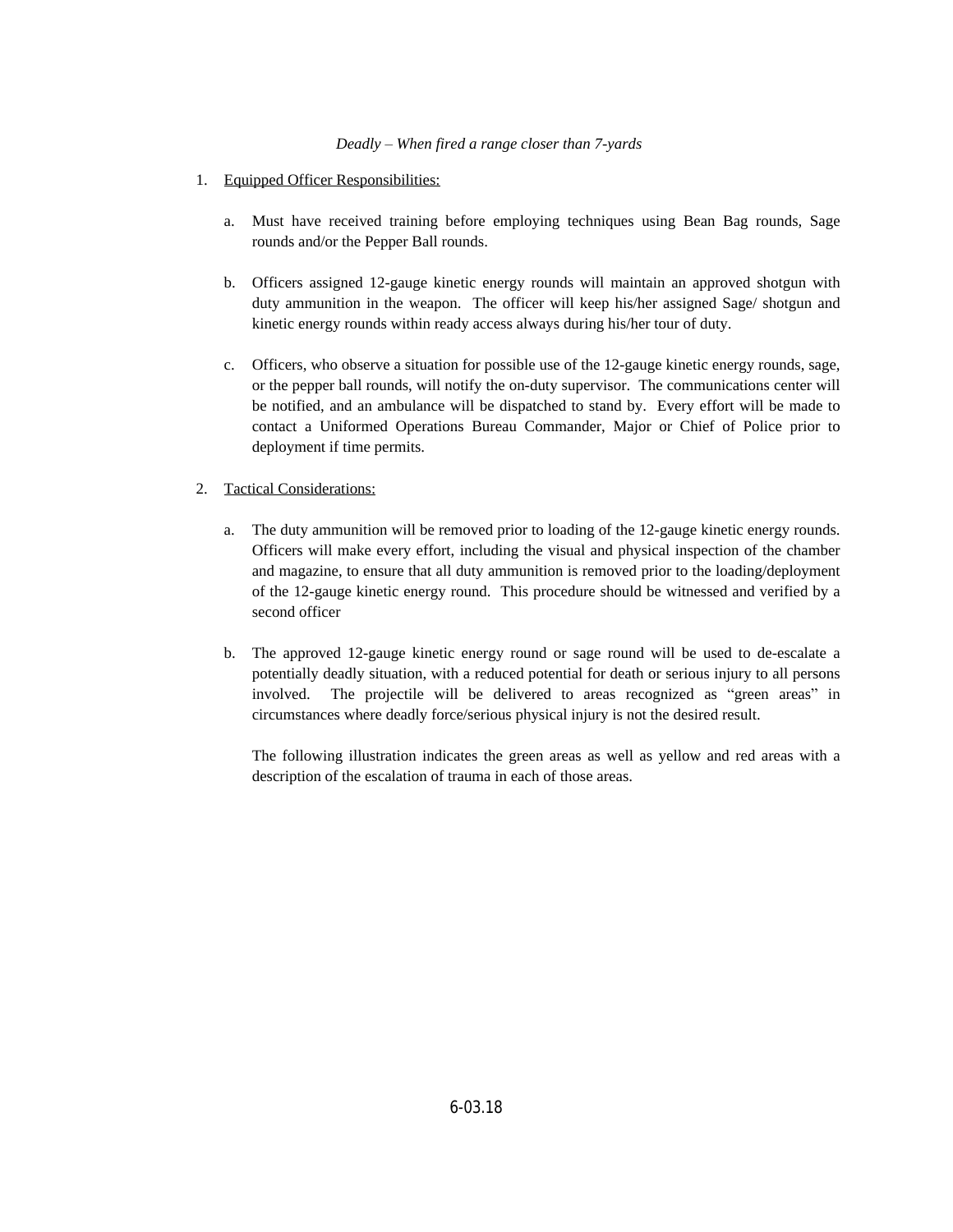*Deadly – When fired a range closer than 7-yards*

1. Equipped Officer Responsibilities:

   a. Must have received training before employing techniques using Bean Bag rounds, Sage rounds and/or the Pepper Ball rounds.

   b. Officers assigned 12-gauge kinetic energy rounds will maintain an approved shotgun with duty ammunition in the weapon. The officer will keep his/her assigned Sage/ shotgun and kinetic energy rounds within ready access always during his/her tour of duty.

   c. Officers, who observe a situation for possible use of the 12-gauge kinetic energy rounds, sage, or the pepper ball rounds, will notify the on-duty supervisor. The communications center will be notified, and an ambulance will be dispatched to stand by. Every effort will be made to contact a Uniformed Operations Bureau Commander, Major or Chief of Police prior to deployment if time permits.

2. Tactical Considerations:

   a. The duty ammunition will be removed prior to loading of the 12-gauge kinetic energy rounds. Officers will make every effort, including the visual and physical inspection of the chamber and magazine, to ensure that all duty ammunition is removed prior to the loading/deployment of the 12-gauge kinetic energy round. This procedure should be witnessed and verified by a second officer

   b. The approved 12-gauge kinetic energy round or sage round will be used to de-escalate a potentially deadly situation, with a reduced potential for death or serious injury to all persons involved. The projectile will be delivered to areas recognized as "green areas" in circumstances where deadly force/serious physical injury is not the desired result.

      The following illustration indicates the green areas as well as yellow and red areas with a description of the escalation of trauma in each of those areas.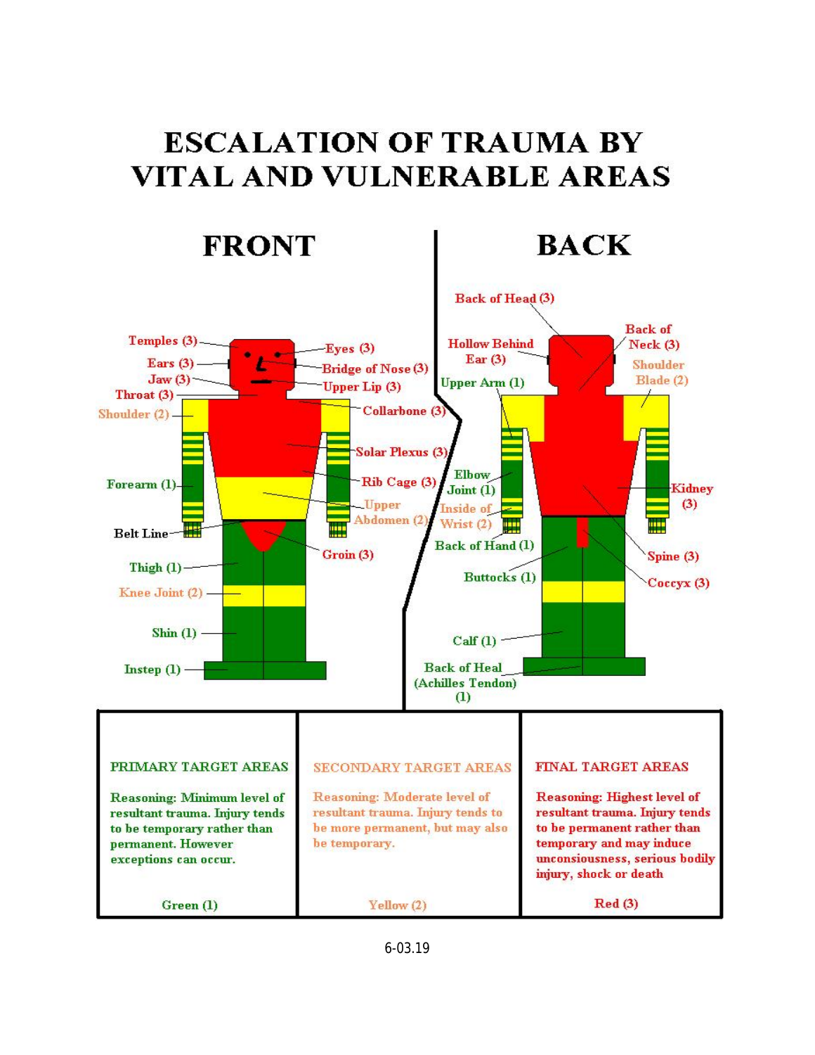# ESCALATION OF TRAUMA BY VITAL AND VULNERABLE AREAS

## FRONT

- Temples (3)
- Eyes (3)
- Ears (3)
- Bridge of Nose (3)
- Jaw (3)
- Upper Lip (3)
- Throat (3)
- Shoulder (2)
- Collarbone (3)
- Solar Plexus (3)
- Forearm (1)
- Rib Cage (3)
- Upper Abdomen (2)
- Belt Line
- Groin (3)
- Thigh (1)
- Knee Joint (2)
- Shin (1)
- Instep (1)

## BACK

- Back of Head (3)
- Hollow Behind Ear (3)
- Back of Neck (3)
- Shoulder Blade (2)
- Upper Arm (1)
- Elbow Joint (1)
- Kidney (3)
- Inside of Wrist (2)
- Back of Hand (1)
- Spine (3)
- Buttocks (1)
- Coccyx (3)
- Calf (1)
- Back of Heal (Achilles Tendon) (1)

| PRIMARY TARGET AREAS | SECONDARY TARGET AREAS | FINAL TARGET AREAS |
|---|---|---|
| Reasoning: Minimum level of resultant trauma. Injury tends to be temporary rather than permanent. However exceptions can occur. | Reasoning: Moderate level of resultant trauma. Injury tends to be more permanent, but may also be temporary. | Reasoning: Highest level of resultant trauma. Injury tends to be permanent rather than temporary and may induce unconsiousness, serious bodily injury, shock or death |
| Green (1) | Yellow (2) | Red (3) |

6-03.19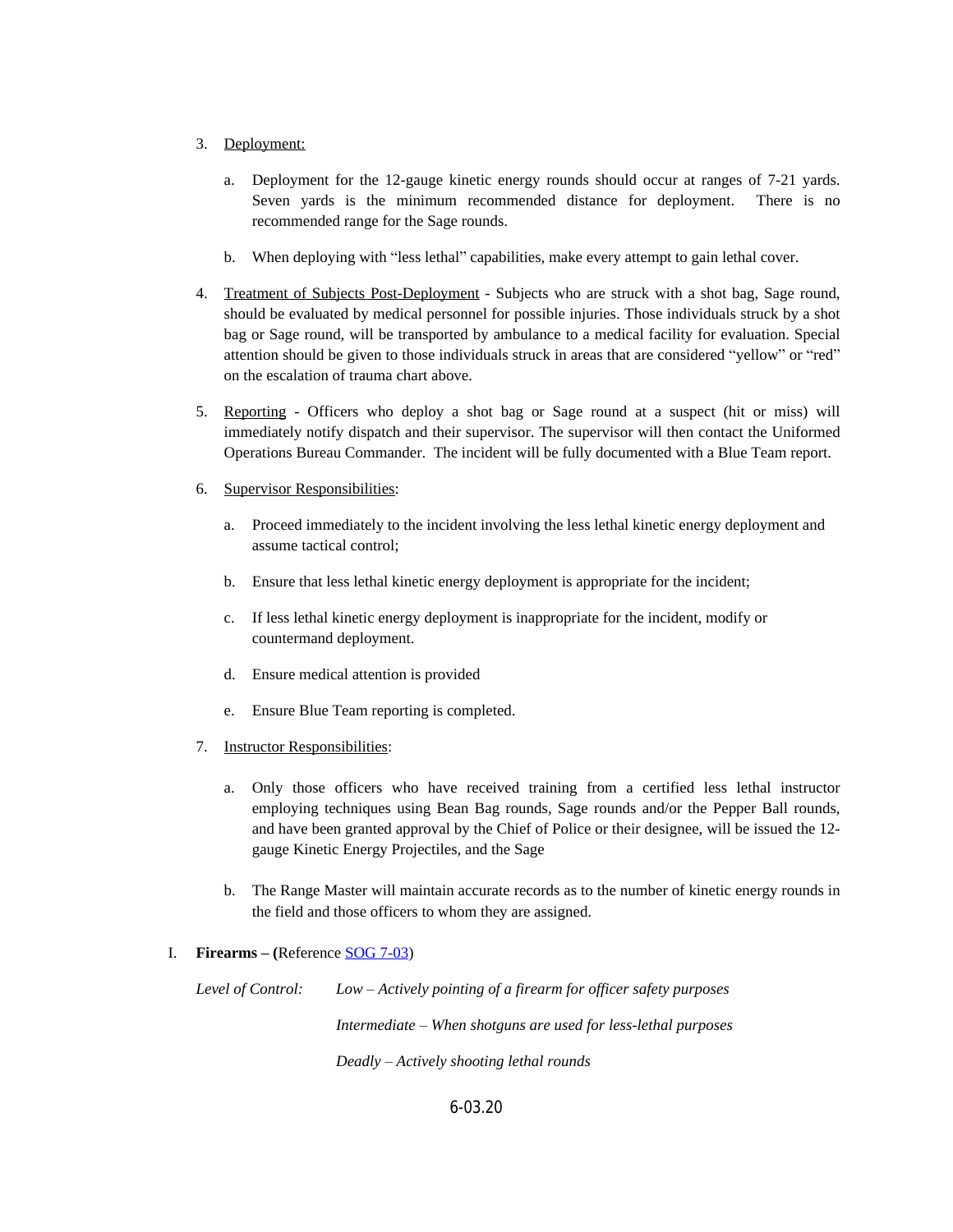3. Deployment:

   a. Deployment for the 12-gauge kinetic energy rounds should occur at ranges of 7-21 yards. Seven yards is the minimum recommended distance for deployment. There is no recommended range for the Sage rounds.

   b. When deploying with "less lethal" capabilities, make every attempt to gain lethal cover.

4. Treatment of Subjects Post-Deployment - Subjects who are struck with a shot bag, Sage round, should be evaluated by medical personnel for possible injuries. Those individuals struck by a shot bag or Sage round, will be transported by ambulance to a medical facility for evaluation. Special attention should be given to those individuals struck in areas that are considered "yellow" or "red" on the escalation of trauma chart above.

5. Reporting - Officers who deploy a shot bag or Sage round at a suspect (hit or miss) will immediately notify dispatch and their supervisor. The supervisor will then contact the Uniformed Operations Bureau Commander. The incident will be fully documented with a Blue Team report.

6. Supervisor Responsibilities:

   a. Proceed immediately to the incident involving the less lethal kinetic energy deployment and assume tactical control;

   b. Ensure that less lethal kinetic energy deployment is appropriate for the incident;

   c. If less lethal kinetic energy deployment is inappropriate for the incident, modify or countermand deployment.

   d. Ensure medical attention is provided

   e. Ensure Blue Team reporting is completed.

7. Instructor Responsibilities:

   a. Only those officers who have received training from a certified less lethal instructor employing techniques using Bean Bag rounds, Sage rounds and/or the Pepper Ball rounds, and have been granted approval by the Chief of Police or their designee, will be issued the 12-gauge Kinetic Energy Projectiles, and the Sage

   b. The Range Master will maintain accurate records as to the number of kinetic energy rounds in the field and those officers to whom they are assigned.

I. **Firearms – (**Reference SOG 7-03)

*Level of Control:* *Low – Actively pointing of a firearm for officer safety purposes*

*Intermediate – When shotguns are used for less-lethal purposes*

*Deadly – Actively shooting lethal rounds*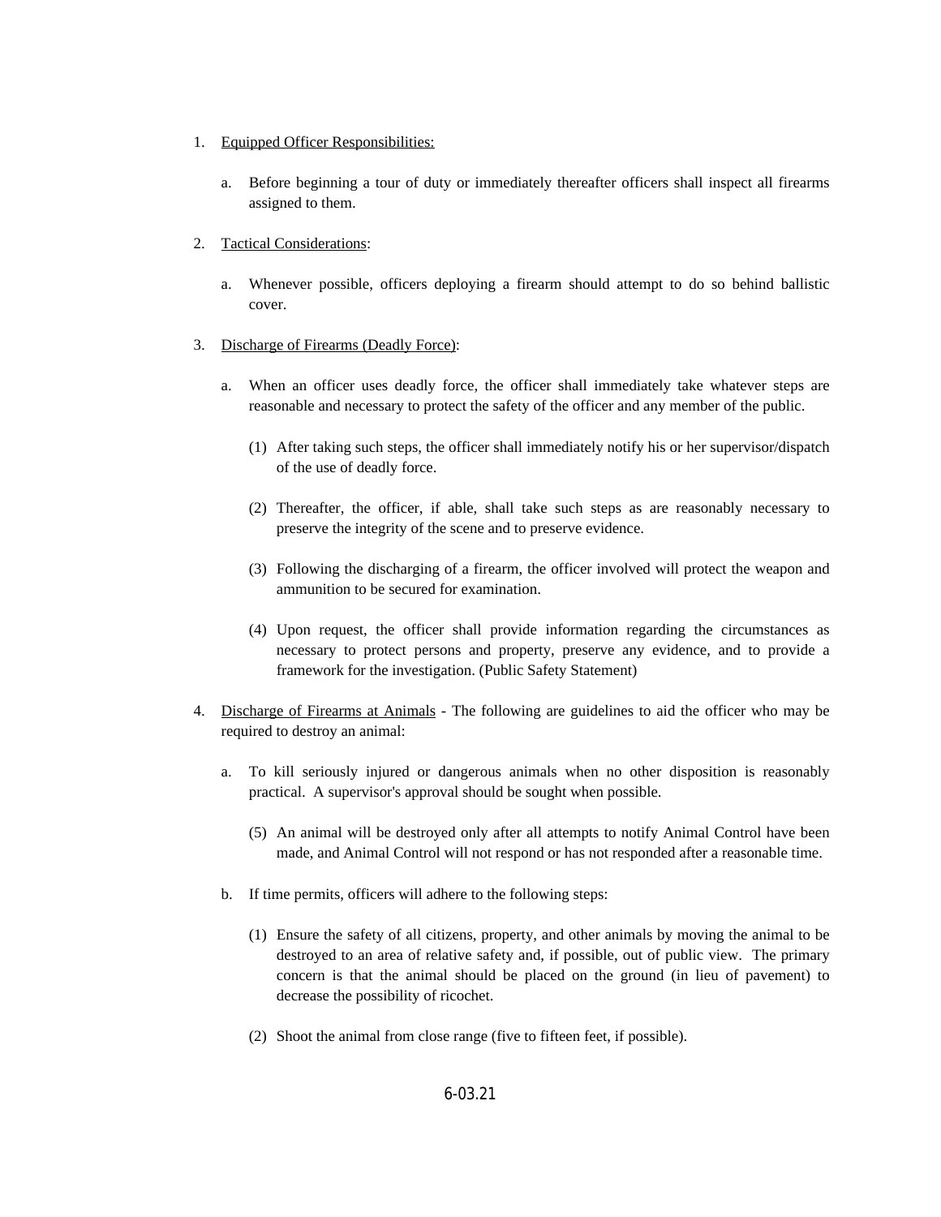1. <u>Equipped Officer Responsibilities:</u>

   a. Before beginning a tour of duty or immediately thereafter officers shall inspect all firearms assigned to them.

2. <u>Tactical Considerations</u>:

   a. Whenever possible, officers deploying a firearm should attempt to do so behind ballistic cover.

3. <u>Discharge of Firearms (Deadly Force)</u>:

   a. When an officer uses deadly force, the officer shall immediately take whatever steps are reasonable and necessary to protect the safety of the officer and any member of the public.

      (1) After taking such steps, the officer shall immediately notify his or her supervisor/dispatch of the use of deadly force.

      (2) Thereafter, the officer, if able, shall take such steps as are reasonably necessary to preserve the integrity of the scene and to preserve evidence.

      (3) Following the discharging of a firearm, the officer involved will protect the weapon and ammunition to be secured for examination.

      (4) Upon request, the officer shall provide information regarding the circumstances as necessary to protect persons and property, preserve any evidence, and to provide a framework for the investigation. (Public Safety Statement)

4. <u>Discharge of Firearms at Animals</u> - The following are guidelines to aid the officer who may be required to destroy an animal:

   a. To kill seriously injured or dangerous animals when no other disposition is reasonably practical. A supervisor's approval should be sought when possible.

      (5) An animal will be destroyed only after all attempts to notify Animal Control have been made, and Animal Control will not respond or has not responded after a reasonable time.

   b. If time permits, officers will adhere to the following steps:

      (1) Ensure the safety of all citizens, property, and other animals by moving the animal to be destroyed to an area of relative safety and, if possible, out of public view. The primary concern is that the animal should be placed on the ground (in lieu of pavement) to decrease the possibility of ricochet.

      (2) Shoot the animal from close range (five to fifteen feet, if possible).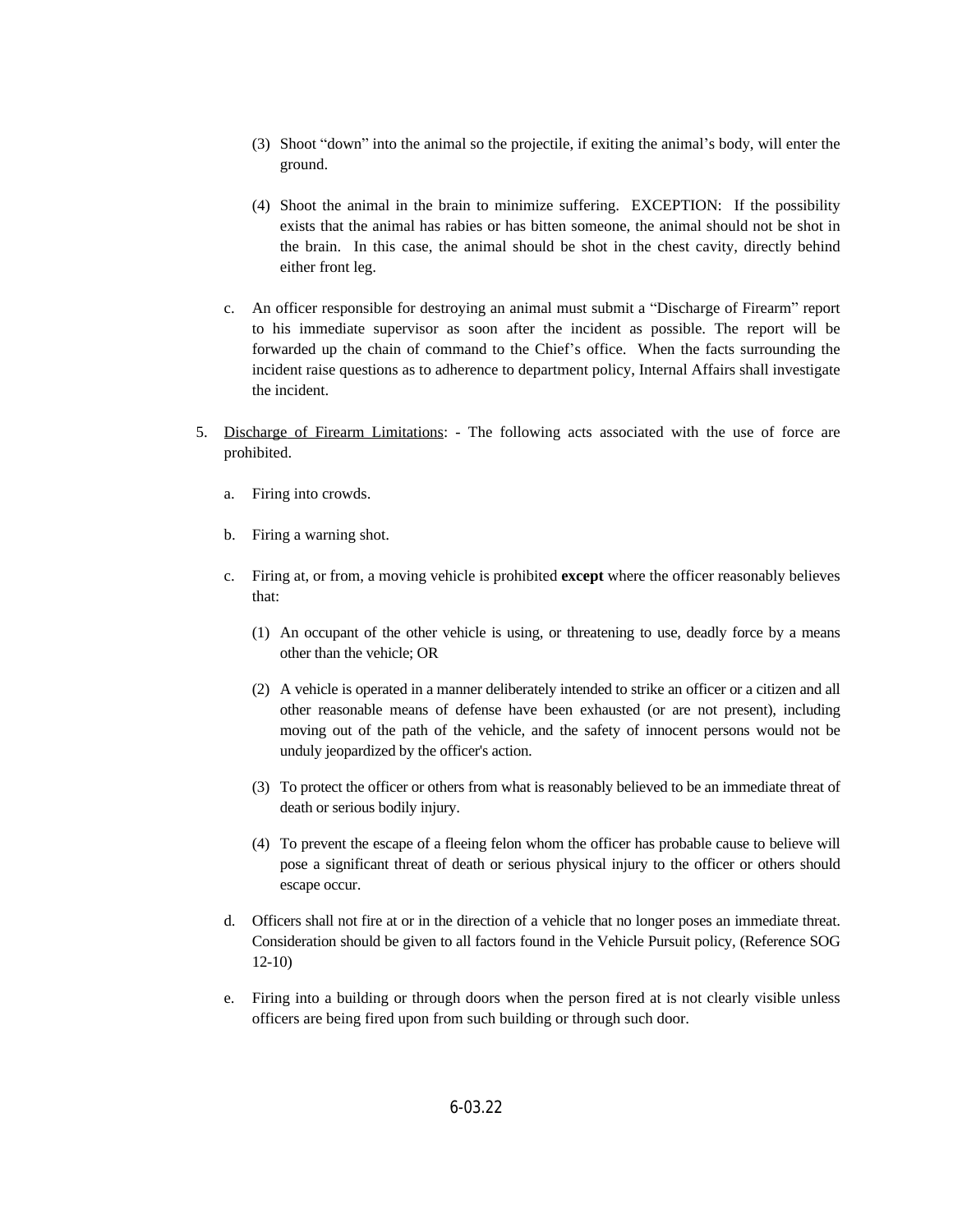(3) Shoot "down" into the animal so the projectile, if exiting the animal's body, will enter the ground.

(4) Shoot the animal in the brain to minimize suffering. EXCEPTION: If the possibility exists that the animal has rabies or has bitten someone, the animal should not be shot in the brain. In this case, the animal should be shot in the chest cavity, directly behind either front leg.

c. An officer responsible for destroying an animal must submit a "Discharge of Firearm" report to his immediate supervisor as soon after the incident as possible. The report will be forwarded up the chain of command to the Chief's office. When the facts surrounding the incident raise questions as to adherence to department policy, Internal Affairs shall investigate the incident.

5. <u>Discharge of Firearm Limitations</u>: - The following acts associated with the use of force are prohibited.

   a. Firing into crowds.

   b. Firing a warning shot.

   c. Firing at, or from, a moving vehicle is prohibited **except** where the officer reasonably believes that:

      (1) An occupant of the other vehicle is using, or threatening to use, deadly force by a means other than the vehicle; OR

      (2) A vehicle is operated in a manner deliberately intended to strike an officer or a citizen and all other reasonable means of defense have been exhausted (or are not present), including moving out of the path of the vehicle, and the safety of innocent persons would not be unduly jeopardized by the officer's action.

      (3) To protect the officer or others from what is reasonably believed to be an immediate threat of death or serious bodily injury.

      (4) To prevent the escape of a fleeing felon whom the officer has probable cause to believe will pose a significant threat of death or serious physical injury to the officer or others should escape occur.

   d. Officers shall not fire at or in the direction of a vehicle that no longer poses an immediate threat. Consideration should be given to all factors found in the Vehicle Pursuit policy, (Reference SOG 12-10)

   e. Firing into a building or through doors when the person fired at is not clearly visible unless officers are being fired upon from such building or through such door.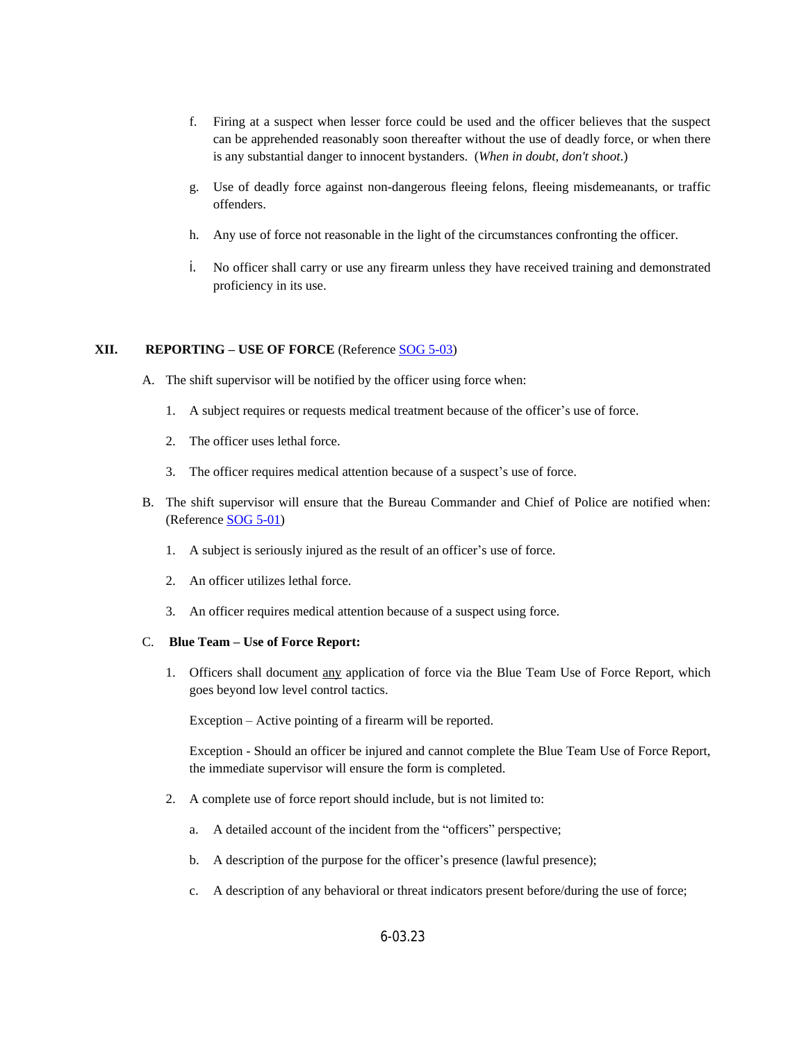f. Firing at a suspect when lesser force could be used and the officer believes that the suspect can be apprehended reasonably soon thereafter without the use of deadly force, or when there is any substantial danger to innocent bystanders. (*When in doubt, don't shoot*.)

g. Use of deadly force against non-dangerous fleeing felons, fleeing misdemeanants, or traffic offenders.

h. Any use of force not reasonable in the light of the circumstances confronting the officer.

i. No officer shall carry or use any firearm unless they have received training and demonstrated proficiency in its use.

## XII. REPORTING – USE OF FORCE (Reference SOG 5-03)

A. The shift supervisor will be notified by the officer using force when:

1. A subject requires or requests medical treatment because of the officer's use of force.

2. The officer uses lethal force.

3. The officer requires medical attention because of a suspect's use of force.

B. The shift supervisor will ensure that the Bureau Commander and Chief of Police are notified when: (Reference SOG 5-01)

1. A subject is seriously injured as the result of an officer's use of force.

2. An officer utilizes lethal force.

3. An officer requires medical attention because of a suspect using force.

C. **Blue Team – Use of Force Report:**

1. Officers shall document any application of force via the Blue Team Use of Force Report, which goes beyond low level control tactics.

   Exception – Active pointing of a firearm will be reported.

   Exception - Should an officer be injured and cannot complete the Blue Team Use of Force Report, the immediate supervisor will ensure the form is completed.

2. A complete use of force report should include, but is not limited to:

   a. A detailed account of the incident from the "officers" perspective;

   b. A description of the purpose for the officer's presence (lawful presence);

   c. A description of any behavioral or threat indicators present before/during the use of force;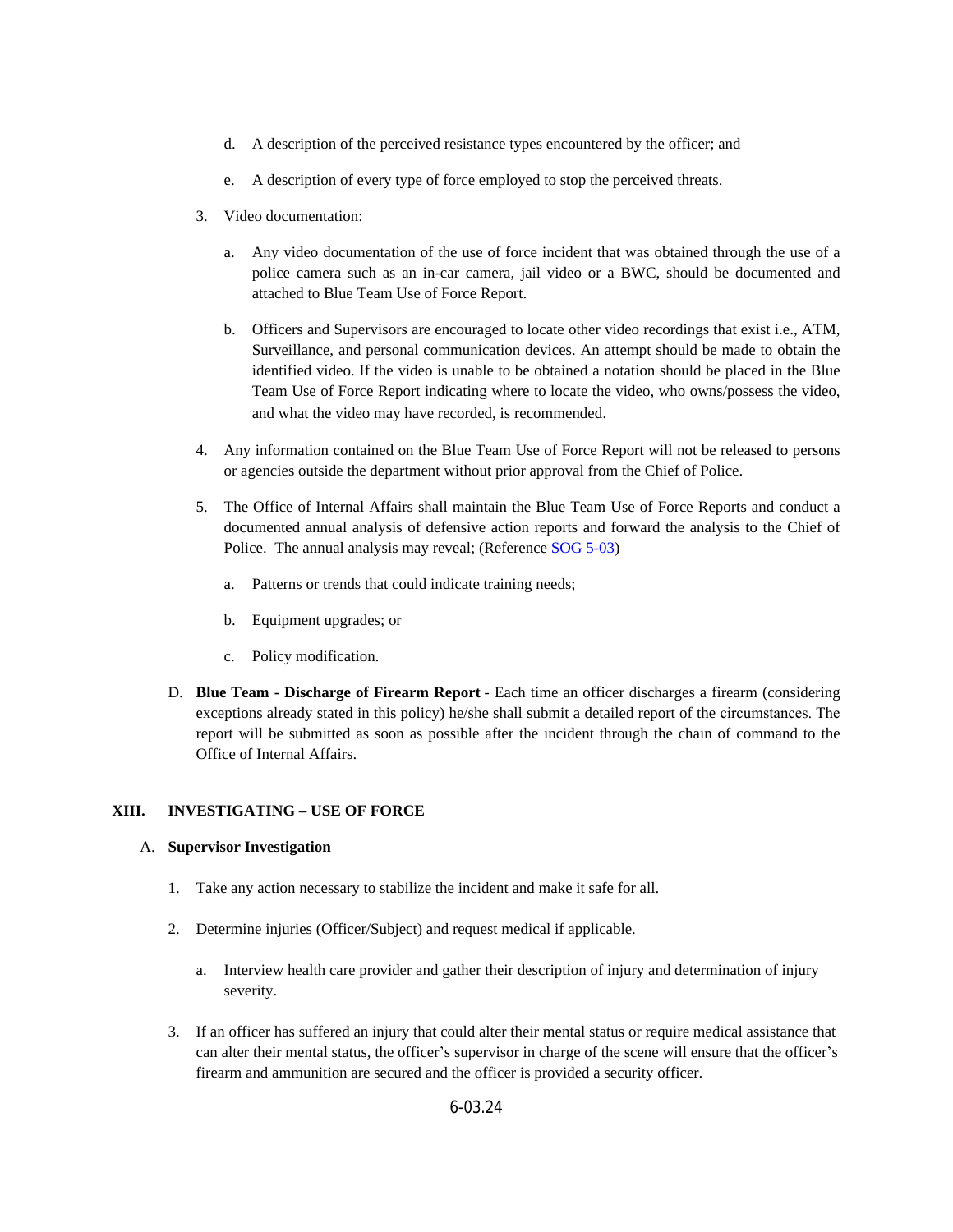d. A description of the perceived resistance types encountered by the officer; and

e. A description of every type of force employed to stop the perceived threats.

3. Video documentation:

   a. Any video documentation of the use of force incident that was obtained through the use of a police camera such as an in-car camera, jail video or a BWC, should be documented and attached to Blue Team Use of Force Report.

   b. Officers and Supervisors are encouraged to locate other video recordings that exist i.e., ATM, Surveillance, and personal communication devices. An attempt should be made to obtain the identified video. If the video is unable to be obtained a notation should be placed in the Blue Team Use of Force Report indicating where to locate the video, who owns/possess the video, and what the video may have recorded, is recommended.

4. Any information contained on the Blue Team Use of Force Report will not be released to persons or agencies outside the department without prior approval from the Chief of Police.

5. The Office of Internal Affairs shall maintain the Blue Team Use of Force Reports and conduct a documented annual analysis of defensive action reports and forward the analysis to the Chief of Police. The annual analysis may reveal; (Reference SOG 5-03)

   a. Patterns or trends that could indicate training needs;

   b. Equipment upgrades; or

   c. Policy modification.

D. **Blue Team - Discharge of Firearm Report** - Each time an officer discharges a firearm (considering exceptions already stated in this policy) he/she shall submit a detailed report of the circumstances. The report will be submitted as soon as possible after the incident through the chain of command to the Office of Internal Affairs.

## XIII. INVESTIGATING – USE OF FORCE

A. **Supervisor Investigation**

1. Take any action necessary to stabilize the incident and make it safe for all.

2. Determine injuries (Officer/Subject) and request medical if applicable.

   a. Interview health care provider and gather their description of injury and determination of injury severity.

3. If an officer has suffered an injury that could alter their mental status or require medical assistance that can alter their mental status, the officer's supervisor in charge of the scene will ensure that the officer's firearm and ammunition are secured and the officer is provided a security officer.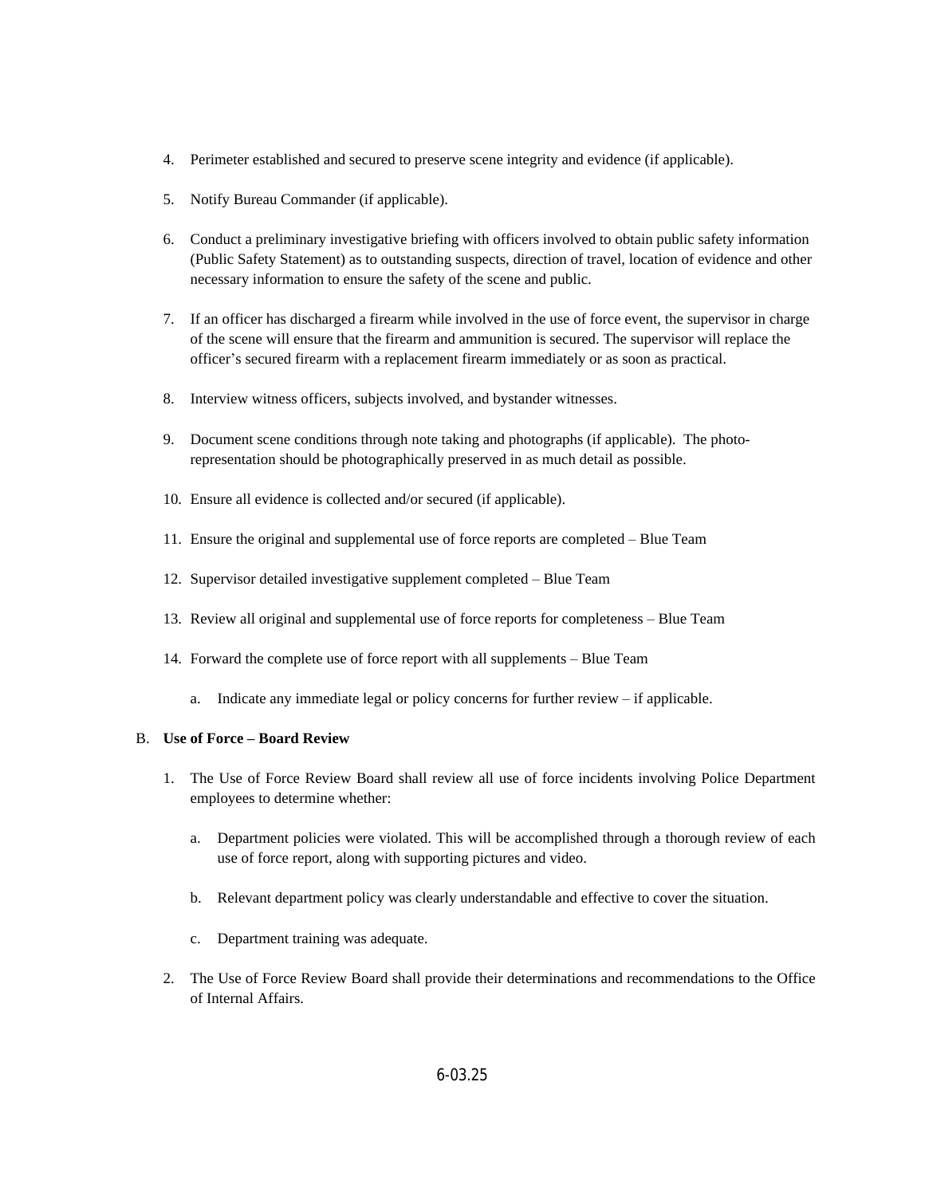4. Perimeter established and secured to preserve scene integrity and evidence (if applicable).

5. Notify Bureau Commander (if applicable).

6. Conduct a preliminary investigative briefing with officers involved to obtain public safety information (Public Safety Statement) as to outstanding suspects, direction of travel, location of evidence and other necessary information to ensure the safety of the scene and public.

7. If an officer has discharged a firearm while involved in the use of force event, the supervisor in charge of the scene will ensure that the firearm and ammunition is secured. The supervisor will replace the officer's secured firearm with a replacement firearm immediately or as soon as practical.

8. Interview witness officers, subjects involved, and bystander witnesses.

9. Document scene conditions through note taking and photographs (if applicable). The photo-representation should be photographically preserved in as much detail as possible.

10. Ensure all evidence is collected and/or secured (if applicable).

11. Ensure the original and supplemental use of force reports are completed – Blue Team

12. Supervisor detailed investigative supplement completed – Blue Team

13. Review all original and supplemental use of force reports for completeness – Blue Team

14. Forward the complete use of force report with all supplements – Blue Team

    a. Indicate any immediate legal or policy concerns for further review – if applicable.

B. **Use of Force – Board Review**

1. The Use of Force Review Board shall review all use of force incidents involving Police Department employees to determine whether:

    a. Department policies were violated. This will be accomplished through a thorough review of each use of force report, along with supporting pictures and video.

    b. Relevant department policy was clearly understandable and effective to cover the situation.

    c. Department training was adequate.

2. The Use of Force Review Board shall provide their determinations and recommendations to the Office of Internal Affairs.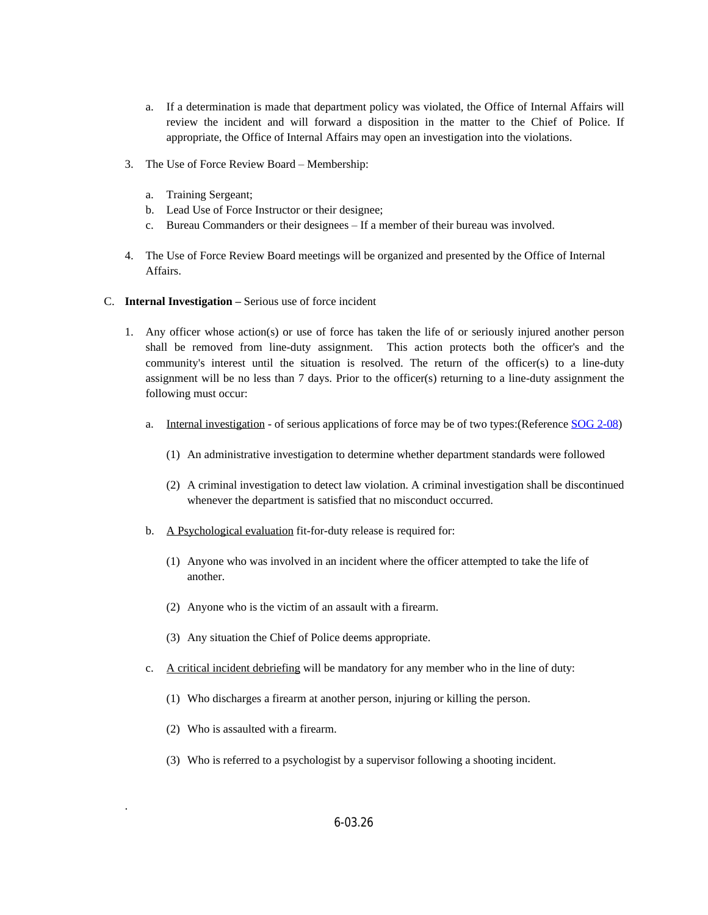a. If a determination is made that department policy was violated, the Office of Internal Affairs will review the incident and will forward a disposition in the matter to the Chief of Police. If appropriate, the Office of Internal Affairs may open an investigation into the violations.

3. The Use of Force Review Board – Membership:

   a. Training Sergeant;
   b. Lead Use of Force Instructor or their designee;
   c. Bureau Commanders or their designees – If a member of their bureau was involved.

4. The Use of Force Review Board meetings will be organized and presented by the Office of Internal Affairs.

C. **Internal Investigation** – Serious use of force incident

1. Any officer whose action(s) or use of force has taken the life of or seriously injured another person shall be removed from line-duty assignment. This action protects both the officer's and the community's interest until the situation is resolved. The return of the officer(s) to a line-duty assignment will be no less than 7 days. Prior to the officer(s) returning to a line-duty assignment the following must occur:

   a. Internal investigation - of serious applications of force may be of two types:(Reference SOG 2-08)

      (1) An administrative investigation to determine whether department standards were followed

      (2) A criminal investigation to detect law violation. A criminal investigation shall be discontinued whenever the department is satisfied that no misconduct occurred.

   b. A Psychological evaluation fit-for-duty release is required for:

      (1) Anyone who was involved in an incident where the officer attempted to take the life of another.

      (2) Anyone who is the victim of an assault with a firearm.

      (3) Any situation the Chief of Police deems appropriate.

   c. A critical incident debriefing will be mandatory for any member who in the line of duty:

      (1) Who discharges a firearm at another person, injuring or killing the person.

      (2) Who is assaulted with a firearm.

      (3) Who is referred to a psychologist by a supervisor following a shooting incident.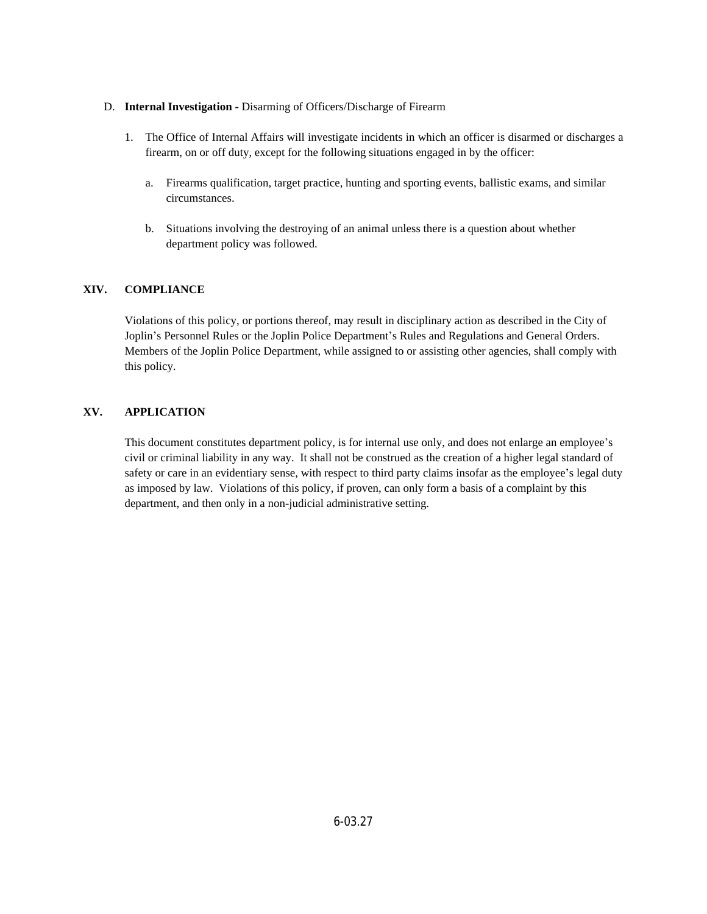D. **Internal Investigation** - Disarming of Officers/Discharge of Firearm

1. The Office of Internal Affairs will investigate incidents in which an officer is disarmed or discharges a firearm, on or off duty, except for the following situations engaged in by the officer:

   a. Firearms qualification, target practice, hunting and sporting events, ballistic exams, and similar circumstances.

   b. Situations involving the destroying of an animal unless there is a question about whether department policy was followed.

## XIV. COMPLIANCE

Violations of this policy, or portions thereof, may result in disciplinary action as described in the City of Joplin's Personnel Rules or the Joplin Police Department's Rules and Regulations and General Orders. Members of the Joplin Police Department, while assigned to or assisting other agencies, shall comply with this policy.

## XV. APPLICATION

This document constitutes department policy, is for internal use only, and does not enlarge an employee's civil or criminal liability in any way. It shall not be construed as the creation of a higher legal standard of safety or care in an evidentiary sense, with respect to third party claims insofar as the employee's legal duty as imposed by law. Violations of this policy, if proven, can only form a basis of a complaint by this department, and then only in a non-judicial administrative setting.